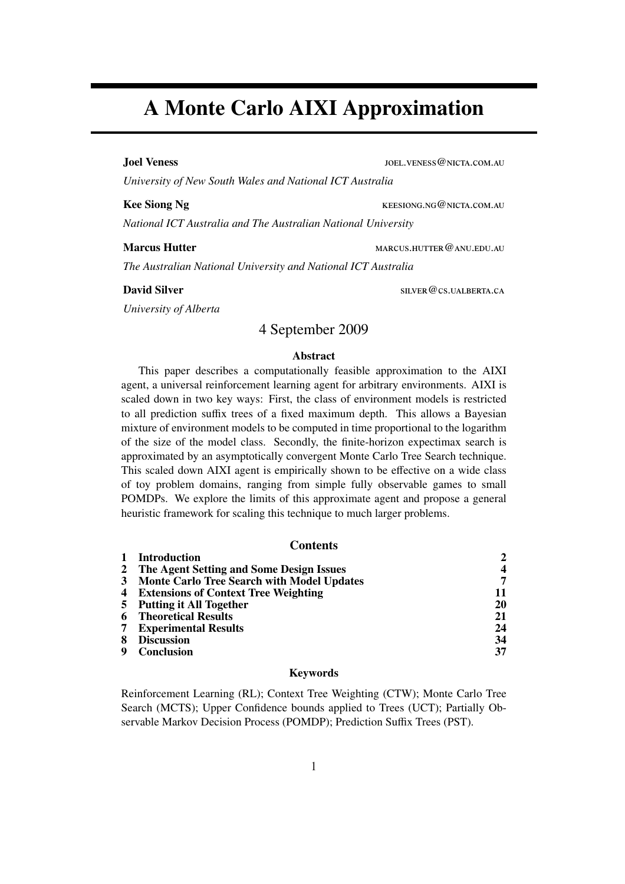# A Monte Carlo AIXI Approximation

**Joel Veness** JOEL.VENESS@NICTA.COM.AU

*University of New South Wales and National ICT Australia*

**Kee Siong Ng** KEESIONG.NG@NICTA.COM.AU

*National ICT Australia and The Australian National University*

**Marcus Hutter** MARCUS.HUTTER@ANU.EDU.AU

*The Australian National University and National ICT Australia*

**David Silver** SILVER@CS.UALBERTA.CA

*University of Alberta*

4 September 2009

**Abstract**

This paper describes a computationally feasible approximation to the AIXI agent, a universal reinforcement learning agent for arbitrary environments. AIXI is scaled down in two key ways: First, the class of environment models is restricted to all prediction suffix trees of a fixed maximum depth. This allows a Bayesian mixture of environment models to be computed in time proportional to the logarithm of the size of the model class. Secondly, the finite-horizon expectimax search is approximated by an asymptotically convergent Monte Carlo Tree Search technique. This scaled down AIXI agent is empirically shown to be effective on a wide class of toy problem domains, ranging from simple fully observable games to small POMDPs. We explore the limits of this approximate agent and propose a general heuristic framework for scaling this technique to much larger problems.

**Contents**

| | | |
|---|---|---|
| **1** | **Introduction** | **2** |
| **2** | **The Agent Setting and Some Design Issues** | **4** |
| **3** | **Monte Carlo Tree Search with Model Updates** | **7** |
| **4** | **Extensions of Context Tree Weighting** | **11** |
| **5** | **Putting it All Together** | **20** |
| **6** | **Theoretical Results** | **21** |
| **7** | **Experimental Results** | **24** |
| **8** | **Discussion** | **34** |
| **9** | **Conclusion** | **37** |

**Keywords**

Reinforcement Learning (RL); Context Tree Weighting (CTW); Monte Carlo Tree Search (MCTS); Upper Confidence bounds applied to Trees (UCT); Partially Observable Markov Decision Process (POMDP); Prediction Suffix Trees (PST).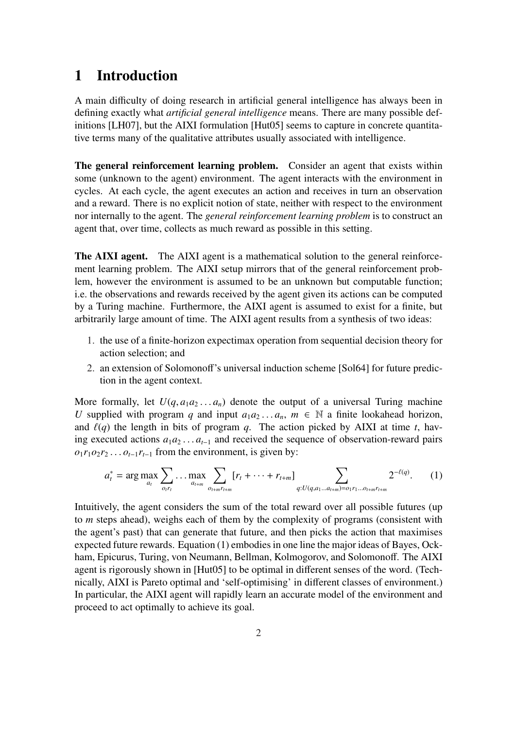# 1 Introduction

A main difficulty of doing research in artificial general intelligence has always been in defining exactly what *artificial general intelligence* means. There are many possible definitions [LH07], but the AIXI formulation [Hut05] seems to capture in concrete quantitative terms many of the qualitative attributes usually associated with intelligence.

**The general reinforcement learning problem.** Consider an agent that exists within some (unknown to the agent) environment. The agent interacts with the environment in cycles. At each cycle, the agent executes an action and receives in turn an observation and a reward. There is no explicit notion of state, neither with respect to the environment nor internally to the agent. The *general reinforcement learning problem* is to construct an agent that, over time, collects as much reward as possible in this setting.

**The AIXI agent.** The AIXI agent is a mathematical solution to the general reinforcement learning problem. The AIXI setup mirrors that of the general reinforcement problem, however the environment is assumed to be an unknown but computable function; i.e. the observations and rewards received by the agent given its actions can be computed by a Turing machine. Furthermore, the AIXI agent is assumed to exist for a finite, but arbitrarily large amount of time. The AIXI agent results from a synthesis of two ideas:

1. the use of a finite-horizon expectimax operation from sequential decision theory for action selection; and
2. an extension of Solomonoff's universal induction scheme [Sol64] for future prediction in the agent context.

More formally, let $U(q, a_1 a_2 \ldots a_n)$ denote the output of a universal Turing machine $U$ supplied with program $q$ and input $a_1 a_2 \ldots a_n$, $m \in \mathbb{N}$ a finite lookahead horizon, and $\ell(q)$ the length in bits of program $q$. The action picked by AIXI at time $t$, having executed actions $a_1 a_2 \ldots a_{t-1}$ and received the sequence of observation-reward pairs $o_1 r_1 o_2 r_2 \ldots o_{t-1} r_{t-1}$ from the environment, is given by:

$$a_t^* = \arg\max_{a_t} \sum_{o_t r_t} \ldots \max_{a_{t+m}} \sum_{o_{t+m} r_{t+m}} [r_t + \cdots + r_{t+m}] \sum_{q : U(q, a_1 \ldots a_{t+m}) = o_1 r_1 \ldots o_{t+m} r_{t+m}} 2^{-\ell(q)}. \tag{1}$$

Intuitively, the agent considers the sum of the total reward over all possible futures (up to $m$ steps ahead), weighs each of them by the complexity of programs (consistent with the agent's past) that can generate that future, and then picks the action that maximises expected future rewards. Equation (1) embodies in one line the major ideas of Bayes, Ockham, Epicurus, Turing, von Neumann, Bellman, Kolmogorov, and Solomonoff. The AIXI agent is rigorously shown in [Hut05] to be optimal in different senses of the word. (Technically, AIXI is Pareto optimal and 'self-optimising' in different classes of environment.) In particular, the AIXI agent will rapidly learn an accurate model of the environment and proceed to act optimally to achieve its goal.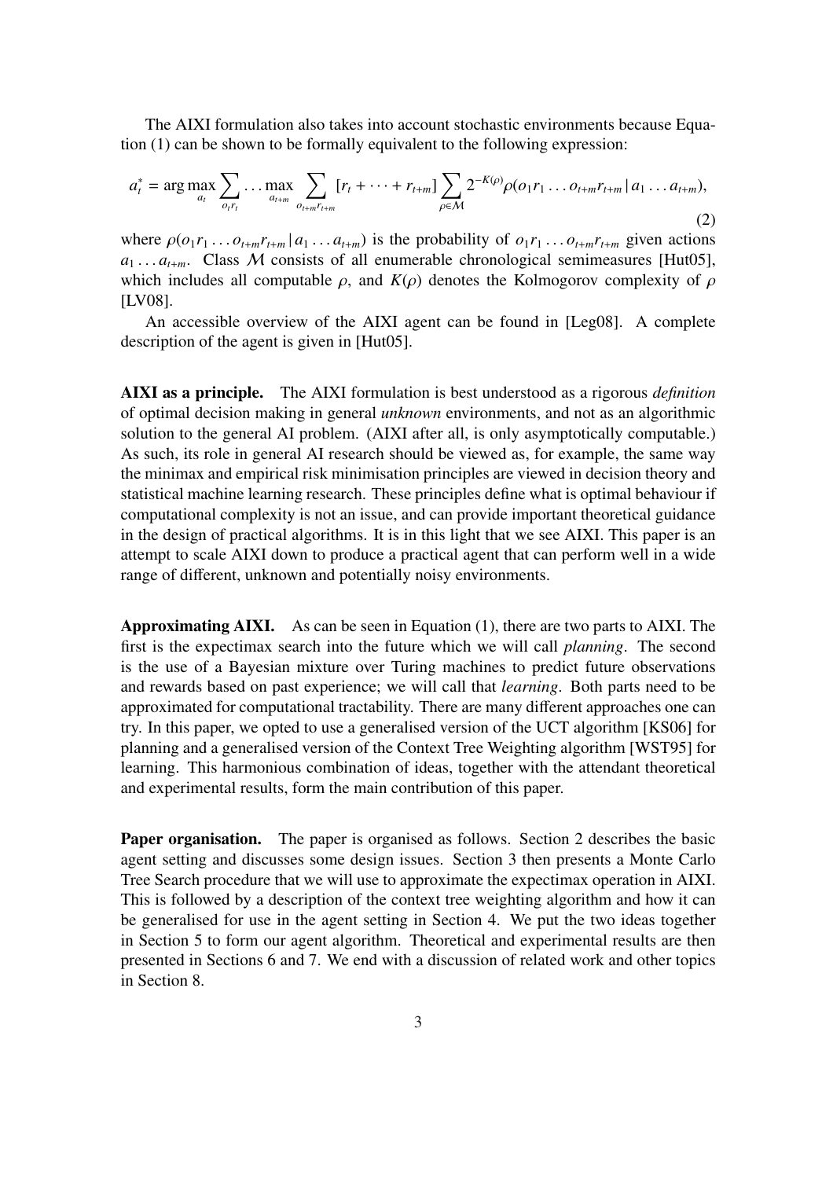The AIXI formulation also takes into account stochastic environments because Equation (1) can be shown to be formally equivalent to the following expression:

$$a_t^* = \arg\max_{a_t} \sum_{o_t r_t} \ldots \max_{a_{t+m}} \sum_{o_{t+m} r_{t+m}} [r_t + \cdots + r_{t+m}] \sum_{\rho \in \mathcal{M}} 2^{-K(\rho)} \rho(o_1 r_1 \ldots o_{t+m} r_{t+m} \,|\, a_1 \ldots a_{t+m}), \tag{2}$$

where $\rho(o_1 r_1 \ldots o_{t+m} r_{t+m} \,|\, a_1 \ldots a_{t+m})$ is the probability of $o_1 r_1 \ldots o_{t+m} r_{t+m}$ given actions $a_1 \ldots a_{t+m}$. Class $\mathcal{M}$ consists of all enumerable chronological semimeasures [Hut05], which includes all computable $\rho$, and $K(\rho)$ denotes the Kolmogorov complexity of $\rho$ [LV08].

An accessible overview of the AIXI agent can be found in [Leg08]. A complete description of the agent is given in [Hut05].

**AIXI as a principle.** The AIXI formulation is best understood as a rigorous *definition* of optimal decision making in general *unknown* environments, and not as an algorithmic solution to the general AI problem. (AIXI after all, is only asymptotically computable.) As such, its role in general AI research should be viewed as, for example, the same way the minimax and empirical risk minimisation principles are viewed in decision theory and statistical machine learning research. These principles define what is optimal behaviour if computational complexity is not an issue, and can provide important theoretical guidance in the design of practical algorithms. It is in this light that we see AIXI. This paper is an attempt to scale AIXI down to produce a practical agent that can perform well in a wide range of different, unknown and potentially noisy environments.

**Approximating AIXI.** As can be seen in Equation (1), there are two parts to AIXI. The first is the expectimax search into the future which we will call *planning*. The second is the use of a Bayesian mixture over Turing machines to predict future observations and rewards based on past experience; we will call that *learning*. Both parts need to be approximated for computational tractability. There are many different approaches one can try. In this paper, we opted to use a generalised version of the UCT algorithm [KS06] for planning and a generalised version of the Context Tree Weighting algorithm [WST95] for learning. This harmonious combination of ideas, together with the attendant theoretical and experimental results, form the main contribution of this paper.

**Paper organisation.** The paper is organised as follows. Section 2 describes the basic agent setting and discusses some design issues. Section 3 then presents a Monte Carlo Tree Search procedure that we will use to approximate the expectimax operation in AIXI. This is followed by a description of the context tree weighting algorithm and how it can be generalised for use in the agent setting in Section 4. We put the two ideas together in Section 5 to form our agent algorithm. Theoretical and experimental results are then presented in Sections 6 and 7. We end with a discussion of related work and other topics in Section 8.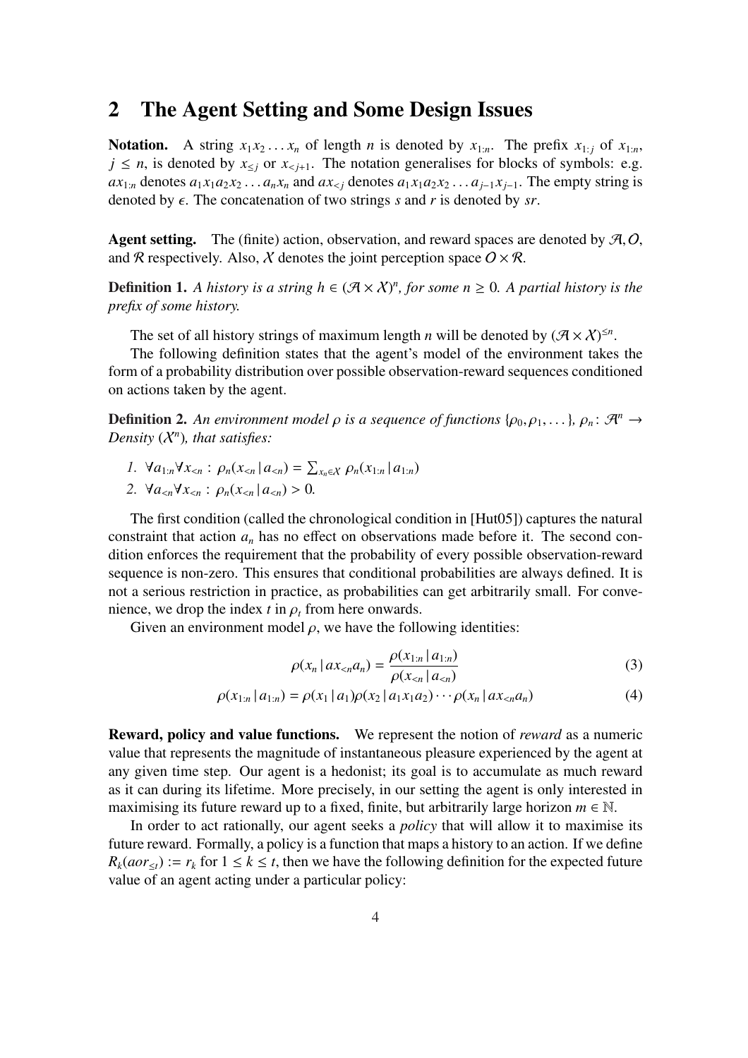## 2 The Agent Setting and Some Design Issues

**Notation.** A string $x_1x_2\dots x_n$ of length $n$ is denoted by $x_{1:n}$. The prefix $x_{1:j}$ of $x_{1:n}$, $j \leq n$, is denoted by $x_{\leq j}$ or $x_{<j+1}$. The notation generalises for blocks of symbols: e.g. $ax_{1:n}$ denotes $a_1x_1a_2x_2\dots a_nx_n$ and $ax_{<j}$ denotes $a_1x_1a_2x_2\dots a_{j-1}x_{j-1}$. The empty string is denoted by $\epsilon$. The concatenation of two strings $s$ and $r$ is denoted by $sr$.

**Agent setting.** The (finite) action, observation, and reward spaces are denoted by $\mathcal{A}, \mathcal{O}$, and $\mathcal{R}$ respectively. Also, $\mathcal{X}$ denotes the joint perception space $\mathcal{O} \times \mathcal{R}$.

**Definition 1.** *A history is a string $h \in (\mathcal{A} \times \mathcal{X})^n$, for some $n \geq 0$. A partial history is the prefix of some history.*

The set of all history strings of maximum length $n$ will be denoted by $(\mathcal{A} \times \mathcal{X})^{\leq n}$.

The following definition states that the agent's model of the environment takes the form of a probability distribution over possible observation-reward sequences conditioned on actions taken by the agent.

**Definition 2.** *An environment model $\rho$ is a sequence of functions $\{\rho_0, \rho_1, \dots\}$, $\rho_n \colon \mathcal{A}^n \to$ Density $(\mathcal{X}^n)$, that satisfies:*

1. $\forall a_{1:n} \forall x_{<n} : \rho_n(x_{<n} \,|\, a_{<n}) = \sum_{x_n \in \mathcal{X}} \rho_n(x_{1:n} \,|\, a_{1:n})$
2. $\forall a_{<n} \forall x_{<n} : \rho_n(x_{<n} \,|\, a_{<n}) > 0.$

The first condition (called the chronological condition in [Hut05]) captures the natural constraint that action $a_n$ has no effect on observations made before it. The second condition enforces the requirement that the probability of every possible observation-reward sequence is non-zero. This ensures that conditional probabilities are always defined. It is not a serious restriction in practice, as probabilities can get arbitrarily small. For convenience, we drop the index $t$ in $\rho_t$ from here onwards.

Given an environment model $\rho$, we have the following identities:

$$\rho(x_n \,|\, ax_{<n}a_n) = \frac{\rho(x_{1:n} \,|\, a_{1:n})}{\rho(x_{<n} \,|\, a_{<n})} \tag{3}$$

$$\rho(x_{1:n} \,|\, a_{1:n}) = \rho(x_1 \,|\, a_1)\rho(x_2 \,|\, a_1x_1a_2) \cdots \rho(x_n \,|\, ax_{<n}a_n) \tag{4}$$

**Reward, policy and value functions.** We represent the notion of *reward* as a numeric value that represents the magnitude of instantaneous pleasure experienced by the agent at any given time step. Our agent is a hedonist; its goal is to accumulate as much reward as it can during its lifetime. More precisely, in our setting the agent is only interested in maximising its future reward up to a fixed, finite, but arbitrarily large horizon $m \in \mathbb{N}$.

In order to act rationally, our agent seeks a *policy* that will allow it to maximise its future reward. Formally, a policy is a function that maps a history to an action. If we define $R_k(aor_{\leq t}) := r_k$ for $1 \leq k \leq t$, then we have the following definition for the expected future value of an agent acting under a particular policy: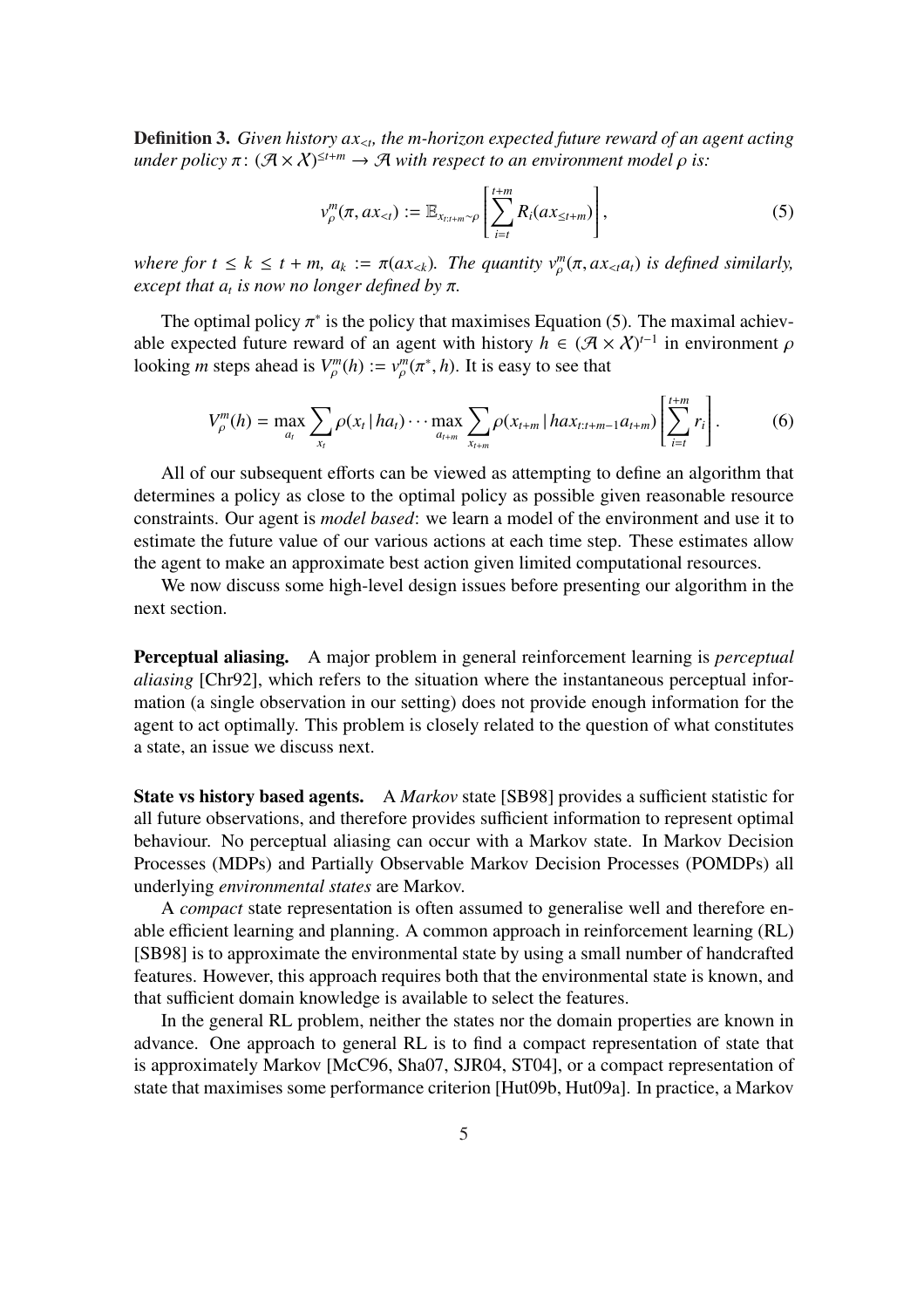**Definition 3.** *Given history $ax_{<t}$, the m-horizon expected future reward of an agent acting under policy $\pi\colon (\mathcal{A} \times \mathcal{X})^{\leq t+m} \to \mathcal{A}$ with respect to an environment model $\rho$ is:*

$$v_\rho^m(\pi, ax_{<t}) := \mathbb{E}_{x_{t:t+m} \sim \rho} \left[ \sum_{i=t}^{t+m} R_i(ax_{\leq t+m}) \right], \tag{5}$$

*where for $t \leq k \leq t+m$, $a_k := \pi(ax_{<k})$. The quantity $v_\rho^m(\pi, ax_{<t}a_t)$ is defined similarly, except that $a_t$ is now no longer defined by $\pi$.*

The optimal policy $\pi^*$ is the policy that maximises Equation (5). The maximal achievable expected future reward of an agent with history $h \in (\mathcal{A} \times \mathcal{X})^{t-1}$ in environment $\rho$ looking $m$ steps ahead is $V_\rho^m(h) := v_\rho^m(\pi^*, h)$. It is easy to see that

$$V_\rho^m(h) = \max_{a_t} \sum_{x_t} \rho(x_t \,|\, ha_t) \cdots \max_{a_{t+m}} \sum_{x_{t+m}} \rho(x_{t+m} \,|\, hax_{t:t+m-1}a_{t+m}) \left[ \sum_{i=t}^{t+m} r_i \right]. \tag{6}$$

All of our subsequent efforts can be viewed as attempting to define an algorithm that determines a policy as close to the optimal policy as possible given reasonable resource constraints. Our agent is *model based*: we learn a model of the environment and use it to estimate the future value of our various actions at each time step. These estimates allow the agent to make an approximate best action given limited computational resources.

We now discuss some high-level design issues before presenting our algorithm in the next section.

**Perceptual aliasing.** A major problem in general reinforcement learning is *perceptual aliasing* [Chr92], which refers to the situation where the instantaneous perceptual information (a single observation in our setting) does not provide enough information for the agent to act optimally. This problem is closely related to the question of what constitutes a state, an issue we discuss next.

**State vs history based agents.** A *Markov* state [SB98] provides a sufficient statistic for all future observations, and therefore provides sufficient information to represent optimal behaviour. No perceptual aliasing can occur with a Markov state. In Markov Decision Processes (MDPs) and Partially Observable Markov Decision Processes (POMDPs) all underlying *environmental states* are Markov.

A *compact* state representation is often assumed to generalise well and therefore enable efficient learning and planning. A common approach in reinforcement learning (RL) [SB98] is to approximate the environmental state by using a small number of handcrafted features. However, this approach requires both that the environmental state is known, and that sufficient domain knowledge is available to select the features.

In the general RL problem, neither the states nor the domain properties are known in advance. One approach to general RL is to find a compact representation of state that is approximately Markov [McC96, Sha07, SJR04, ST04], or a compact representation of state that maximises some performance criterion [Hut09b, Hut09a]. In practice, a Markov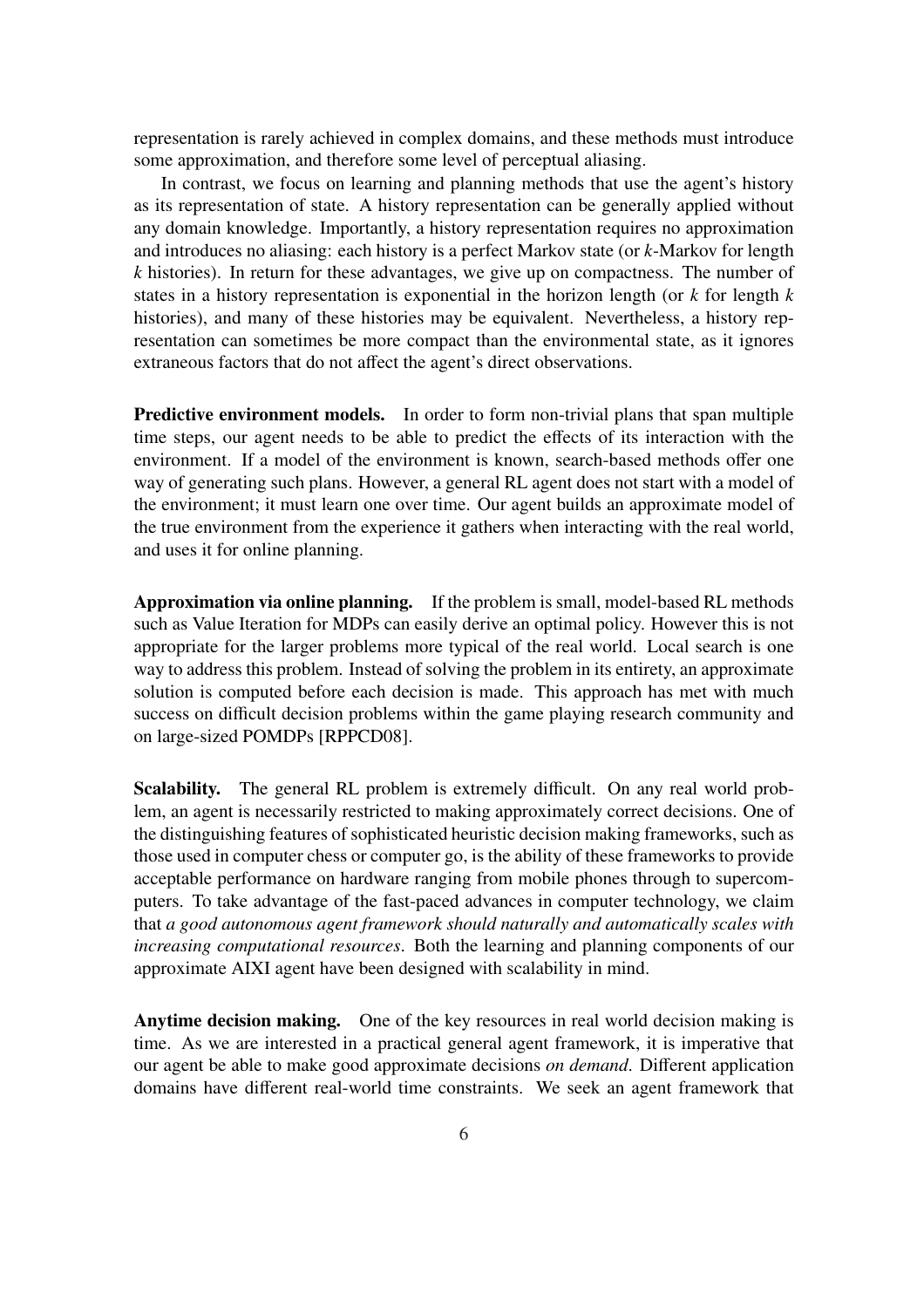representation is rarely achieved in complex domains, and these methods must introduce some approximation, and therefore some level of perceptual aliasing.

In contrast, we focus on learning and planning methods that use the agent's history as its representation of state. A history representation can be generally applied without any domain knowledge. Importantly, a history representation requires no approximation and introduces no aliasing: each history is a perfect Markov state (or $k$-Markov for length $k$ histories). In return for these advantages, we give up on compactness. The number of states in a history representation is exponential in the horizon length (or $k$ for length $k$ histories), and many of these histories may be equivalent. Nevertheless, a history representation can sometimes be more compact than the environmental state, as it ignores extraneous factors that do not affect the agent's direct observations.

**Predictive environment models.** In order to form non-trivial plans that span multiple time steps, our agent needs to be able to predict the effects of its interaction with the environment. If a model of the environment is known, search-based methods offer one way of generating such plans. However, a general RL agent does not start with a model of the environment; it must learn one over time. Our agent builds an approximate model of the true environment from the experience it gathers when interacting with the real world, and uses it for online planning.

**Approximation via online planning.** If the problem is small, model-based RL methods such as Value Iteration for MDPs can easily derive an optimal policy. However this is not appropriate for the larger problems more typical of the real world. Local search is one way to address this problem. Instead of solving the problem in its entirety, an approximate solution is computed before each decision is made. This approach has met with much success on difficult decision problems within the game playing research community and on large-sized POMDPs [RPPCD08].

**Scalability.** The general RL problem is extremely difficult. On any real world problem, an agent is necessarily restricted to making approximately correct decisions. One of the distinguishing features of sophisticated heuristic decision making frameworks, such as those used in computer chess or computer go, is the ability of these frameworks to provide acceptable performance on hardware ranging from mobile phones through to supercomputers. To take advantage of the fast-paced advances in computer technology, we claim that *a good autonomous agent framework should naturally and automatically scales with increasing computational resources*. Both the learning and planning components of our approximate AIXI agent have been designed with scalability in mind.

**Anytime decision making.** One of the key resources in real world decision making is time. As we are interested in a practical general agent framework, it is imperative that our agent be able to make good approximate decisions *on demand*. Different application domains have different real-world time constraints. We seek an agent framework that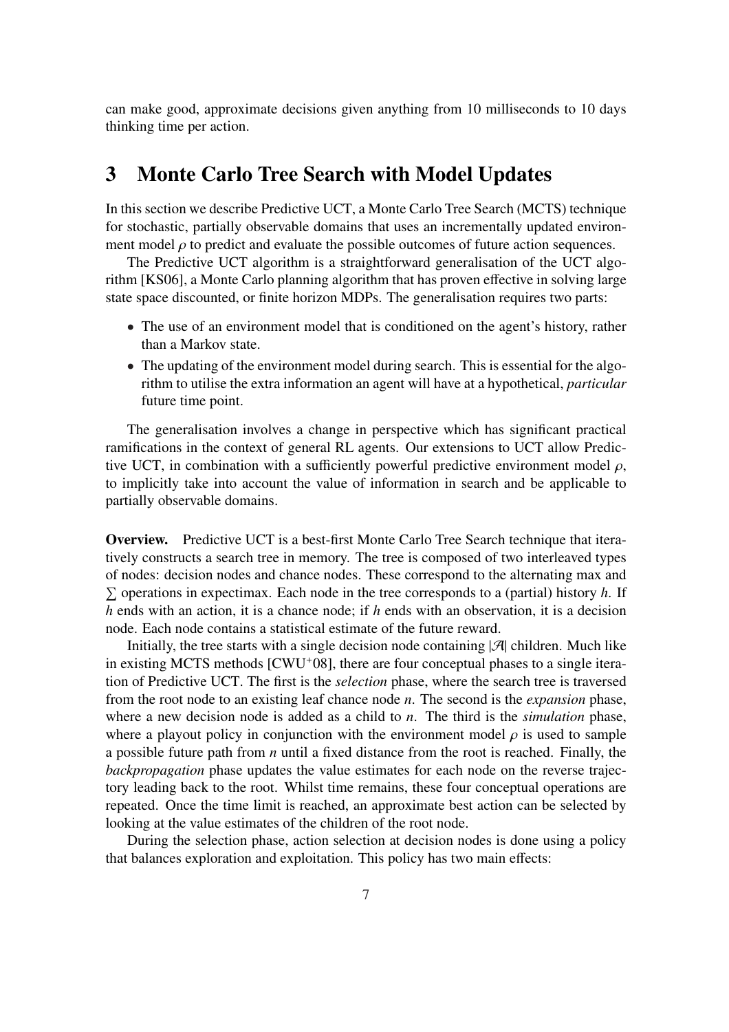can make good, approximate decisions given anything from 10 milliseconds to 10 days thinking time per action.

## 3 Monte Carlo Tree Search with Model Updates

In this section we describe Predictive UCT, a Monte Carlo Tree Search (MCTS) technique for stochastic, partially observable domains that uses an incrementally updated environment model $\rho$ to predict and evaluate the possible outcomes of future action sequences.

The Predictive UCT algorithm is a straightforward generalisation of the UCT algorithm [KS06], a Monte Carlo planning algorithm that has proven effective in solving large state space discounted, or finite horizon MDPs. The generalisation requires two parts:

- The use of an environment model that is conditioned on the agent's history, rather than a Markov state.
- The updating of the environment model during search. This is essential for the algorithm to utilise the extra information an agent will have at a hypothetical, *particular* future time point.

The generalisation involves a change in perspective which has significant practical ramifications in the context of general RL agents. Our extensions to UCT allow Predictive UCT, in combination with a sufficiently powerful predictive environment model $\rho$, to implicitly take into account the value of information in search and be applicable to partially observable domains.

**Overview.** Predictive UCT is a best-first Monte Carlo Tree Search technique that iteratively constructs a search tree in memory. The tree is composed of two interleaved types of nodes: decision nodes and chance nodes. These correspond to the alternating max and $\sum$ operations in expectimax. Each node in the tree corresponds to a (partial) history $h$. If $h$ ends with an action, it is a chance node; if $h$ ends with an observation, it is a decision node. Each node contains a statistical estimate of the future reward.

Initially, the tree starts with a single decision node containing $|\mathcal{A}|$ children. Much like in existing MCTS methods [CWU+08], there are four conceptual phases to a single iteration of Predictive UCT. The first is the *selection* phase, where the search tree is traversed from the root node to an existing leaf chance node $n$. The second is the *expansion* phase, where a new decision node is added as a child to $n$. The third is the *simulation* phase, where a playout policy in conjunction with the environment model $\rho$ is used to sample a possible future path from $n$ until a fixed distance from the root is reached. Finally, the *backpropagation* phase updates the value estimates for each node on the reverse trajectory leading back to the root. Whilst time remains, these four conceptual operations are repeated. Once the time limit is reached, an approximate best action can be selected by looking at the value estimates of the children of the root node.

During the selection phase, action selection at decision nodes is done using a policy that balances exploration and exploitation. This policy has two main effects: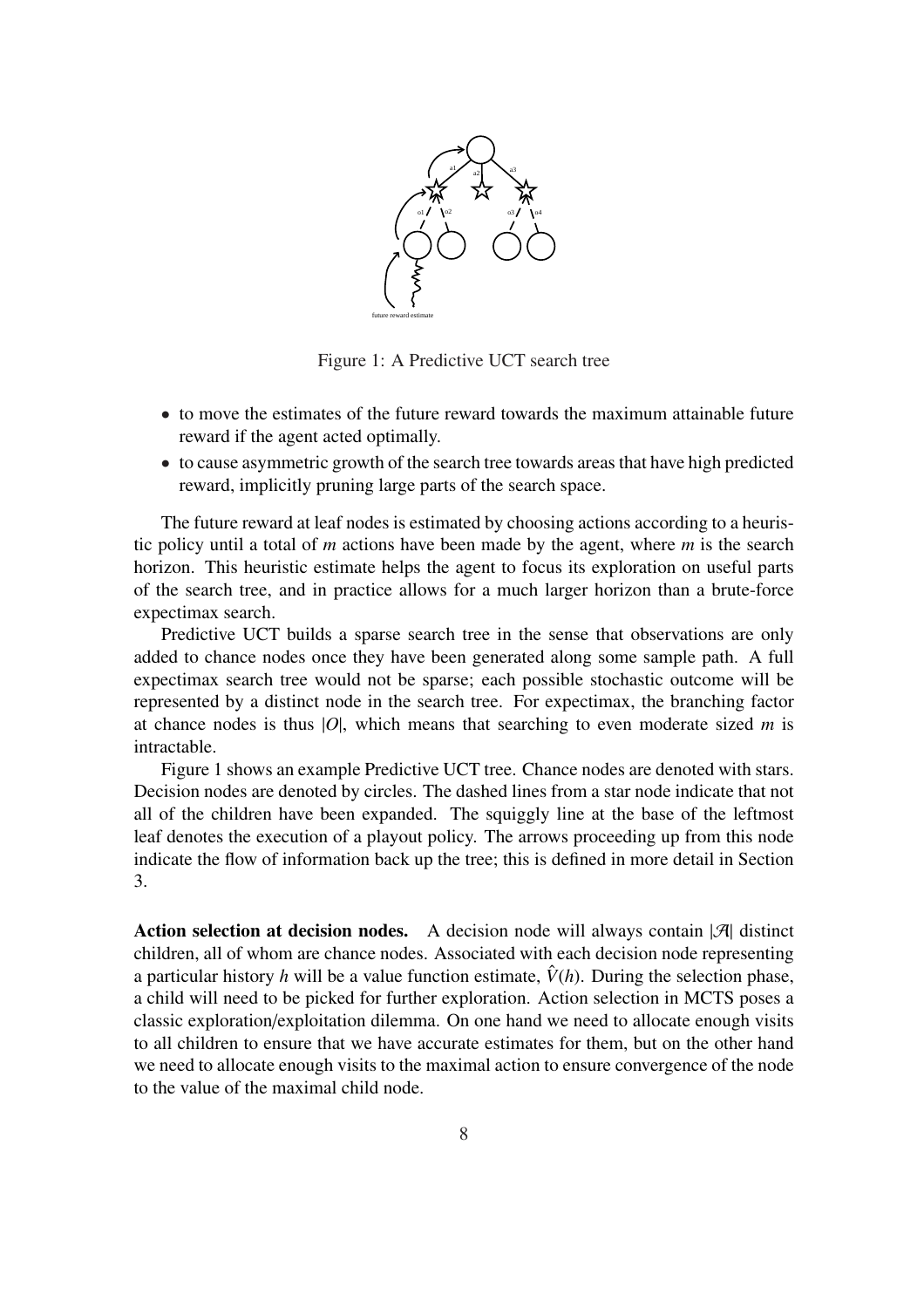Figure 1: A Predictive UCT search tree

- to move the estimates of the future reward towards the maximum attainable future reward if the agent acted optimally.
- to cause asymmetric growth of the search tree towards areas that have high predicted reward, implicitly pruning large parts of the search space.

The future reward at leaf nodes is estimated by choosing actions according to a heuristic policy until a total of $m$ actions have been made by the agent, where $m$ is the search horizon. This heuristic estimate helps the agent to focus its exploration on useful parts of the search tree, and in practice allows for a much larger horizon than a brute-force expectimax search.

Predictive UCT builds a sparse search tree in the sense that observations are only added to chance nodes once they have been generated along some sample path. A full expectimax search tree would not be sparse; each possible stochastic outcome will be represented by a distinct node in the search tree. For expectimax, the branching factor at chance nodes is thus $|O|$, which means that searching to even moderate sized $m$ is intractable.

Figure 1 shows an example Predictive UCT tree. Chance nodes are denoted with stars. Decision nodes are denoted by circles. The dashed lines from a star node indicate that not all of the children have been expanded. The squiggly line at the base of the leftmost leaf denotes the execution of a playout policy. The arrows proceeding up from this node indicate the flow of information back up the tree; this is defined in more detail in Section 3.

**Action selection at decision nodes.** A decision node will always contain $|\mathcal{A}|$ distinct children, all of whom are chance nodes. Associated with each decision node representing a particular history $h$ will be a value function estimate, $\hat{V}(h)$. During the selection phase, a child will need to be picked for further exploration. Action selection in MCTS poses a classic exploration/exploitation dilemma. On one hand we need to allocate enough visits to all children to ensure that we have accurate estimates for them, but on the other hand we need to allocate enough visits to the maximal action to ensure convergence of the node to the value of the maximal child node.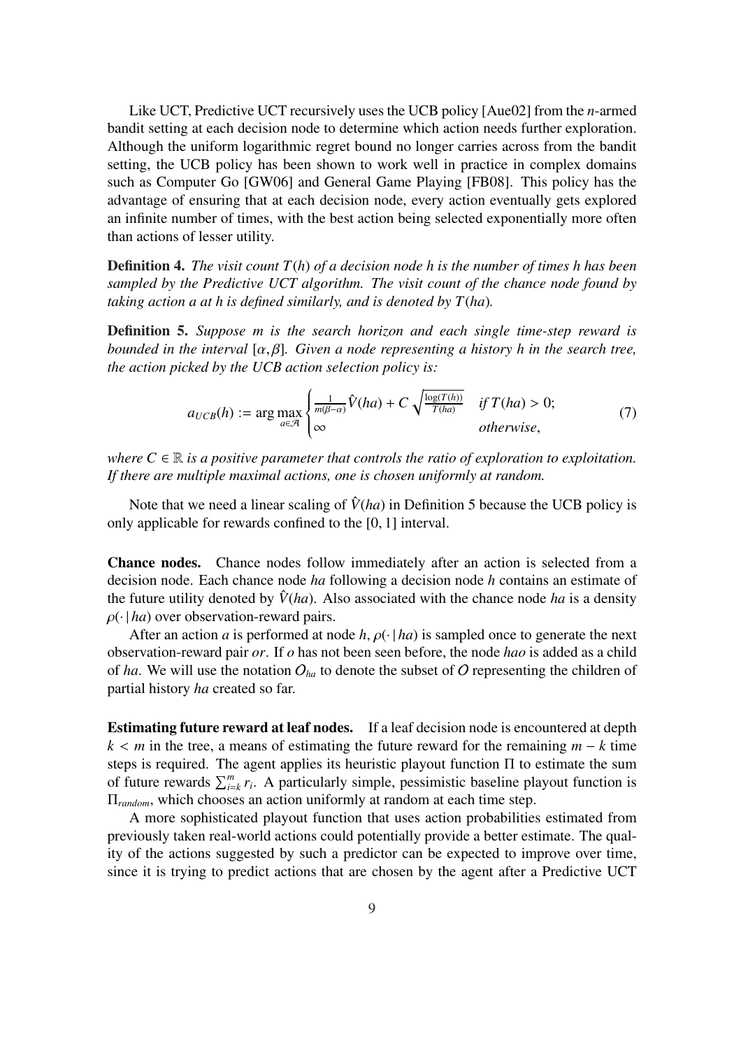Like UCT, Predictive UCT recursively uses the UCB policy [Aue02] from the $n$-armed bandit setting at each decision node to determine which action needs further exploration. Although the uniform logarithmic regret bound no longer carries across from the bandit setting, the UCB policy has been shown to work well in practice in complex domains such as Computer Go [GW06] and General Game Playing [FB08]. This policy has the advantage of ensuring that at each decision node, every action eventually gets explored an infinite number of times, with the best action being selected exponentially more often than actions of lesser utility.

**Definition 4.** *The visit count $T(h)$ of a decision node $h$ is the number of times $h$ has been sampled by the Predictive UCT algorithm. The visit count of the chance node found by taking action $a$ at $h$ is defined similarly, and is denoted by $T(ha)$.*

**Definition 5.** *Suppose $m$ is the search horizon and each single time-step reward is bounded in the interval $[\alpha, \beta]$. Given a node representing a history $h$ in the search tree, the action picked by the UCB action selection policy is:*

$$a_{UCB}(h) := \arg\max_{a \in \mathcal{A}} \begin{cases} \frac{1}{m(\beta-\alpha)} \hat{V}(ha) + C\sqrt{\frac{\log(T(h))}{T(ha)}} & \text{if } T(ha) > 0; \\ \infty & \text{otherwise}, \end{cases} \tag{7}$$

*where $C \in \mathbb{R}$ is a positive parameter that controls the ratio of exploration to exploitation. If there are multiple maximal actions, one is chosen uniformly at random.*

Note that we need a linear scaling of $\hat{V}(ha)$ in Definition 5 because the UCB policy is only applicable for rewards confined to the $[0, 1]$ interval.

**Chance nodes.** Chance nodes follow immediately after an action is selected from a decision node. Each chance node $ha$ following a decision node $h$ contains an estimate of the future utility denoted by $\hat{V}(ha)$. Also associated with the chance node $ha$ is a density $\rho(\cdot \,|\, ha)$ over observation-reward pairs.

After an action $a$ is performed at node $h$, $\rho(\cdot \,|\, ha)$ is sampled once to generate the next observation-reward pair $or$. If $o$ has not been seen before, the node $hao$ is added as a child of $ha$. We will use the notation $\mathcal{O}_{ha}$ to denote the subset of $\mathcal{O}$ representing the children of partial history $ha$ created so far.

**Estimating future reward at leaf nodes.** If a leaf decision node is encountered at depth $k < m$ in the tree, a means of estimating the future reward for the remaining $m - k$ time steps is required. The agent applies its heuristic playout function $\Pi$ to estimate the sum of future rewards $\sum_{i=k}^{m} r_i$. A particularly simple, pessimistic baseline playout function is $\Pi_{random}$, which chooses an action uniformly at random at each time step.

A more sophisticated playout function that uses action probabilities estimated from previously taken real-world actions could potentially provide a better estimate. The quality of the actions suggested by such a predictor can be expected to improve over time, since it is trying to predict actions that are chosen by the agent after a Predictive UCT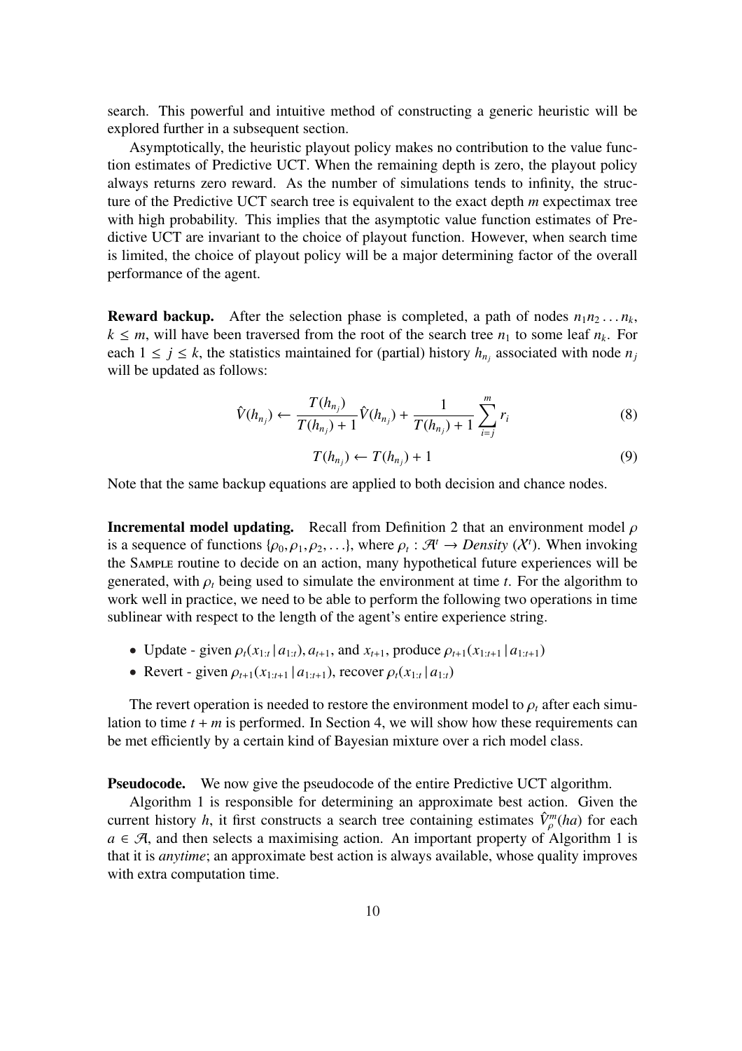search. This powerful and intuitive method of constructing a generic heuristic will be explored further in a subsequent section.

Asymptotically, the heuristic playout policy makes no contribution to the value function estimates of Predictive UCT. When the remaining depth is zero, the playout policy always returns zero reward. As the number of simulations tends to infinity, the structure of the Predictive UCT search tree is equivalent to the exact depth $m$ expectimax tree with high probability. This implies that the asymptotic value function estimates of Predictive UCT are invariant to the choice of playout function. However, when search time is limited, the choice of playout policy will be a major determining factor of the overall performance of the agent.

**Reward backup.** After the selection phase is completed, a path of nodes $n_1 n_2 \ldots n_k$, $k \leq m$, will have been traversed from the root of the search tree $n_1$ to some leaf $n_k$. For each $1 \leq j \leq k$, the statistics maintained for (partial) history $h_{n_j}$ associated with node $n_j$ will be updated as follows:

$$\hat{V}(h_{n_j}) \leftarrow \frac{T(h_{n_j})}{T(h_{n_j}) + 1} \hat{V}(h_{n_j}) + \frac{1}{T(h_{n_j}) + 1} \sum_{i=j}^{m} r_i \tag{8}$$

$$T(h_{n_j}) \leftarrow T(h_{n_j}) + 1 \tag{9}$$

Note that the same backup equations are applied to both decision and chance nodes.

**Incremental model updating.** Recall from Definition 2 that an environment model $\rho$ is a sequence of functions $\{\rho_0, \rho_1, \rho_2, \ldots\}$, where $\rho_t : \mathcal{A}^t \rightarrow \textit{Density}\ (\mathcal{X}^t)$. When invoking the SAMPLE routine to decide on an action, many hypothetical future experiences will be generated, with $\rho_t$ being used to simulate the environment at time $t$. For the algorithm to work well in practice, we need to be able to perform the following two operations in time sublinear with respect to the length of the agent's entire experience string.

- Update - given $\rho_t(x_{1:t} \,|\, a_{1:t})$, $a_{t+1}$, and $x_{t+1}$, produce $\rho_{t+1}(x_{1:t+1} \,|\, a_{1:t+1})$
- Revert - given $\rho_{t+1}(x_{1:t+1} \,|\, a_{1:t+1})$, recover $\rho_t(x_{1:t} \,|\, a_{1:t})$

The revert operation is needed to restore the environment model to $\rho_t$ after each simulation to time $t + m$ is performed. In Section 4, we will show how these requirements can be met efficiently by a certain kind of Bayesian mixture over a rich model class.

**Pseudocode.** We now give the pseudocode of the entire Predictive UCT algorithm.

Algorithm 1 is responsible for determining an approximate best action. Given the current history $h$, it first constructs a search tree containing estimates $\hat{V}^m_\rho(ha)$ for each $a \in \mathcal{A}$, and then selects a maximising action. An important property of Algorithm 1 is that it is *anytime*; an approximate best action is always available, whose quality improves with extra computation time.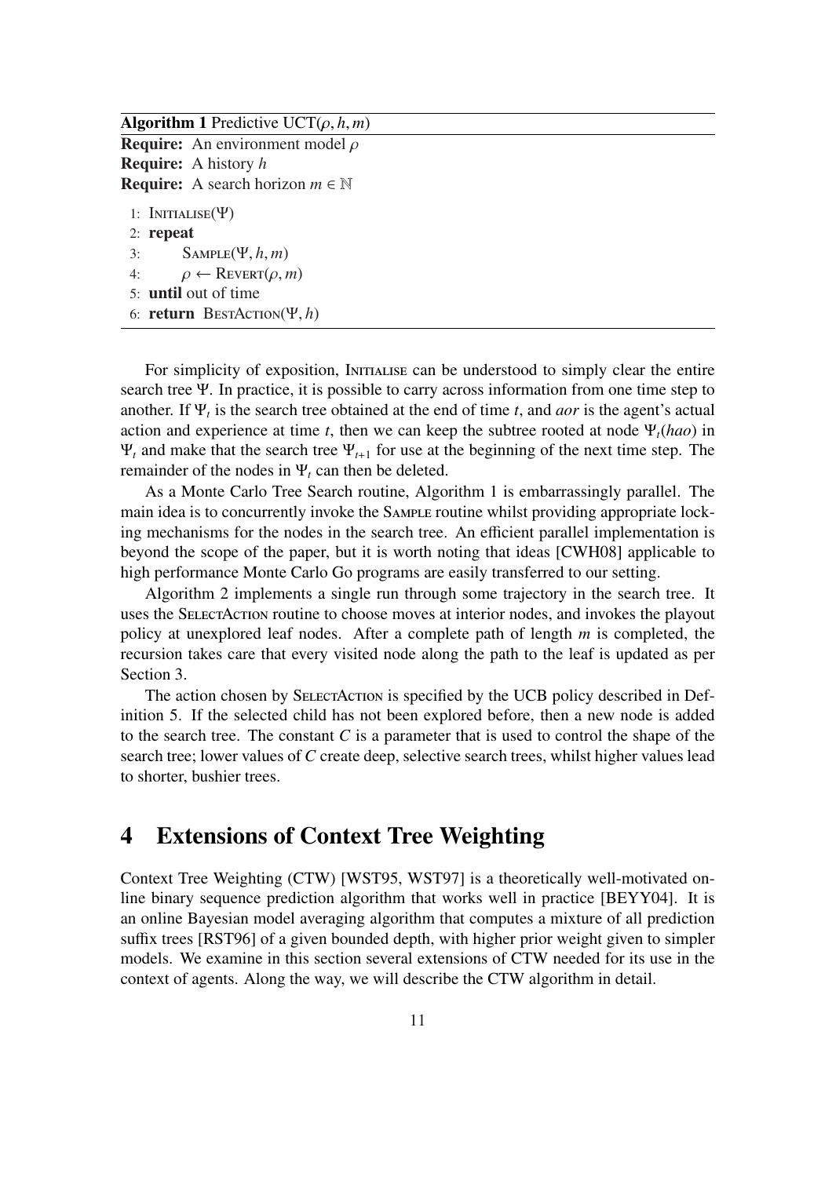**Algorithm 1** Predictive UCT($\rho, h, m$)

**Require:** An environment model $\rho$
**Require:** A history $h$
**Require:** A search horizon $m \in \mathbb{N}$

```
1: INITIALISE(Ψ)
2: repeat
3:     SAMPLE(Ψ, h, m)
4:     ρ ← REVERT(ρ, m)
5: until out of time
6: return BESTACTION(Ψ, h)
```

For simplicity of exposition, INITIALISE can be understood to simply clear the entire search tree $\Psi$. In practice, it is possible to carry across information from one time step to another. If $\Psi_t$ is the search tree obtained at the end of time $t$, and *aor* is the agent's actual action and experience at time $t$, then we can keep the subtree rooted at node $\Psi_t(hao)$ in $\Psi_t$ and make that the search tree $\Psi_{t+1}$ for use at the beginning of the next time step. The remainder of the nodes in $\Psi_t$ can then be deleted.

As a Monte Carlo Tree Search routine, Algorithm 1 is embarrassingly parallel. The main idea is to concurrently invoke the SAMPLE routine whilst providing appropriate locking mechanisms for the nodes in the search tree. An efficient parallel implementation is beyond the scope of the paper, but it is worth noting that ideas [CWH08] applicable to high performance Monte Carlo Go programs are easily transferred to our setting.

Algorithm 2 implements a single run through some trajectory in the search tree. It uses the SELECTACTION routine to choose moves at interior nodes, and invokes the playout policy at unexplored leaf nodes. After a complete path of length $m$ is completed, the recursion takes care that every visited node along the path to the leaf is updated as per Section 3.

The action chosen by SELECTACTION is specified by the UCB policy described in Definition 5. If the selected child has not been explored before, then a new node is added to the search tree. The constant $C$ is a parameter that is used to control the shape of the search tree; lower values of $C$ create deep, selective search trees, whilst higher values lead to shorter, bushier trees.

# 4 Extensions of Context Tree Weighting

Context Tree Weighting (CTW) [WST95, WST97] is a theoretically well-motivated online binary sequence prediction algorithm that works well in practice [BEYY04]. It is an online Bayesian model averaging algorithm that computes a mixture of all prediction suffix trees [RST96] of a given bounded depth, with higher prior weight given to simpler models. We examine in this section several extensions of CTW needed for its use in the context of agents. Along the way, we will describe the CTW algorithm in detail.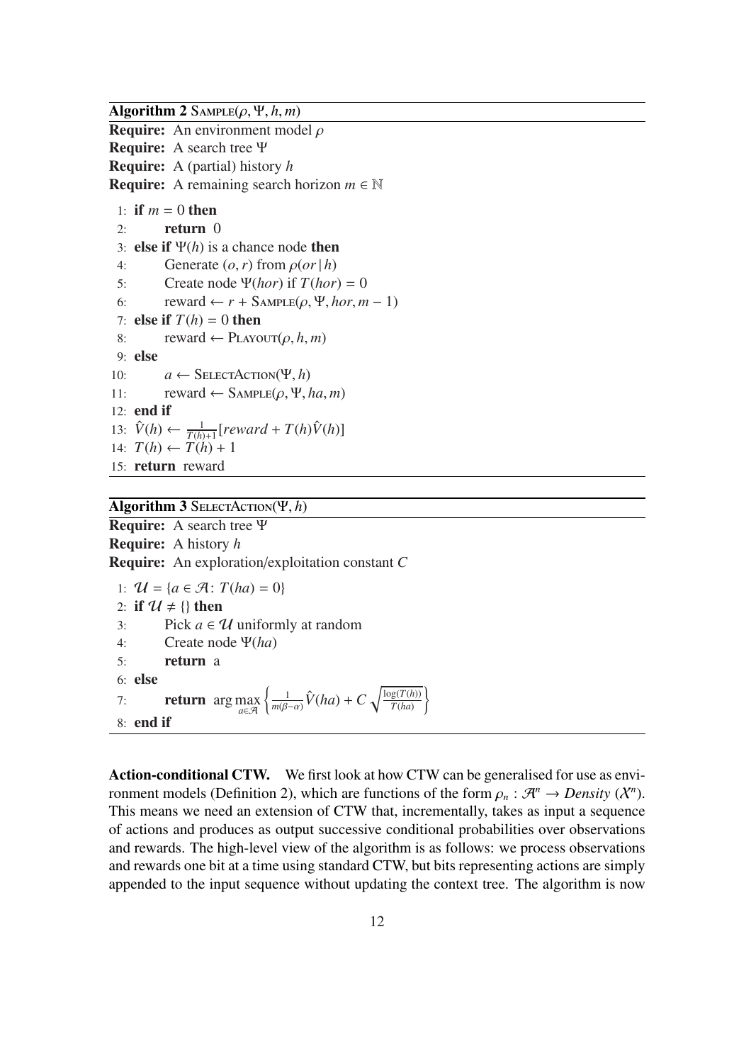**Algorithm 2** SAMPLE($\rho, \Psi, h, m$)

**Require:** An environment model $\rho$
**Require:** A search tree $\Psi$
**Require:** A (partial) history $h$
**Require:** A remaining search horizon $m \in \mathbb{N}$

```
 1: if m = 0 then
 2:     return 0
 3: else if Ψ(h) is a chance node then
 4:     Generate (o, r) from ρ(or | h)
 5:     Create node Ψ(hor) if T(hor) = 0
 6:     reward ← r + SAMPLE(ρ, Ψ, hor, m − 1)
 7: else if T(h) = 0 then
 8:     reward ← PLAYOUT(ρ, h, m)
 9: else
10:     a ← SELECTACTION(Ψ, h)
11:     reward ← SAMPLE(ρ, Ψ, ha, m)
12: end if
13: V̂(h) ← 1/(T(h)+1) [reward + T(h)V̂(h)]
14: T(h) ← T(h) + 1
15: return reward
```

Line 13: $\hat{V}(h) \leftarrow \frac{1}{T(h)+1}[reward + T(h)\hat{V}(h)]$

**Algorithm 3** SELECTACTION($\Psi, h$)

**Require:** A search tree $\Psi$
**Require:** A history $h$
**Require:** An exploration/exploitation constant $C$

```
1: U = {a ∈ A: T(ha) = 0}
2: if U ≠ {} then
3:     Pick a ∈ U uniformly at random
4:     Create node Ψ(ha)
5:     return a
6: else
7:     return argmax_{a∈A} { 1/(m(β−α)) V̂(ha) + C sqrt(log(T(h))/T(ha)) }
8: end if
```

Line 7: **return** $\arg\max_{a \in \mathcal{A}} \left\{ \frac{1}{m(\beta-\alpha)} \hat{V}(ha) + C \sqrt{\frac{\log(T(h))}{T(ha)}} \right\}$

**Action-conditional CTW.** We first look at how CTW can be generalised for use as environment models (Definition 2), which are functions of the form $\rho_n : \mathcal{A}^n \to \mathit{Density}\ (\mathcal{X}^n)$. This means we need an extension of CTW that, incrementally, takes as input a sequence of actions and produces as output successive conditional probabilities over observations and rewards. The high-level view of the algorithm is as follows: we process observations and rewards one bit at a time using standard CTW, but bits representing actions are simply appended to the input sequence without updating the context tree. The algorithm is now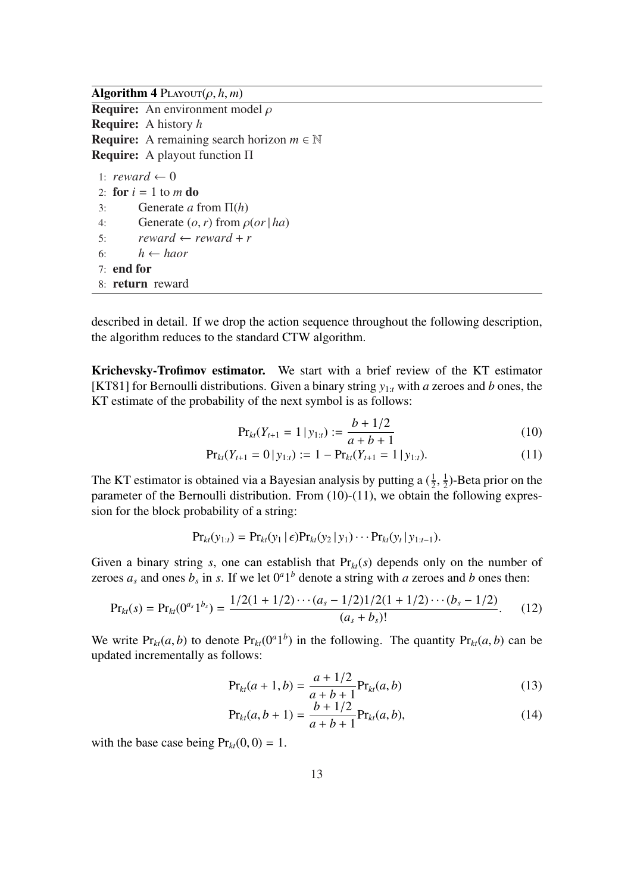**Algorithm 4** PLAYOUT($\rho, h, m$)

**Require:** An environment model $\rho$
**Require:** A history $h$
**Require:** A remaining search horizon $m \in \mathbb{N}$
**Require:** A playout function $\Pi$

```
1: reward ← 0
2: for i = 1 to m do
3:     Generate a from Π(h)
4:     Generate (o, r) from ρ(or | ha)
5:     reward ← reward + r
6:     h ← haor
7: end for
8: return reward
```

described in detail. If we drop the action sequence throughout the following description, the algorithm reduces to the standard CTW algorithm.

**Krichevsky-Trofimov estimator.** We start with a brief review of the KT estimator [KT81] for Bernoulli distributions. Given a binary string $y_{1:t}$ with $a$ zeroes and $b$ ones, the KT estimate of the probability of the next symbol is as follows:

$$\Pr_{kt}(Y_{t+1} = 1 \,|\, y_{1:t}) := \frac{b + 1/2}{a + b + 1} \tag{10}$$

$$\Pr_{kt}(Y_{t+1} = 0 \,|\, y_{1:t}) := 1 - \Pr_{kt}(Y_{t+1} = 1 \,|\, y_{1:t}). \tag{11}$$

The KT estimator is obtained via a Bayesian analysis by putting a $(\frac{1}{2}, \frac{1}{2})$-Beta prior on the parameter of the Bernoulli distribution. From (10)-(11), we obtain the following expression for the block probability of a string:

$$\Pr_{kt}(y_{1:t}) = \Pr_{kt}(y_1 \,|\, \epsilon)\Pr_{kt}(y_2 \,|\, y_1) \cdots \Pr_{kt}(y_t \,|\, y_{1:t-1}).$$

Given a binary string $s$, one can establish that $\Pr_{kt}(s)$ depends only on the number of zeroes $a_s$ and ones $b_s$ in $s$. If we let $0^a1^b$ denote a string with $a$ zeroes and $b$ ones then:

$$\Pr_{kt}(s) = \Pr_{kt}(0^{a_s}1^{b_s}) = \frac{1/2(1 + 1/2) \cdots (a_s - 1/2) 1/2(1 + 1/2) \cdots (b_s - 1/2)}{(a_s + b_s)!}. \tag{12}$$

We write $\Pr_{kt}(a, b)$ to denote $\Pr_{kt}(0^a1^b)$ in the following. The quantity $\Pr_{kt}(a, b)$ can be updated incrementally as follows:

$$\Pr_{kt}(a + 1, b) = \frac{a + 1/2}{a + b + 1} \Pr_{kt}(a, b) \tag{13}$$

$$\Pr_{kt}(a, b + 1) = \frac{b + 1/2}{a + b + 1} \Pr_{kt}(a, b), \tag{14}$$

with the base case being $\Pr_{kt}(0, 0) = 1$.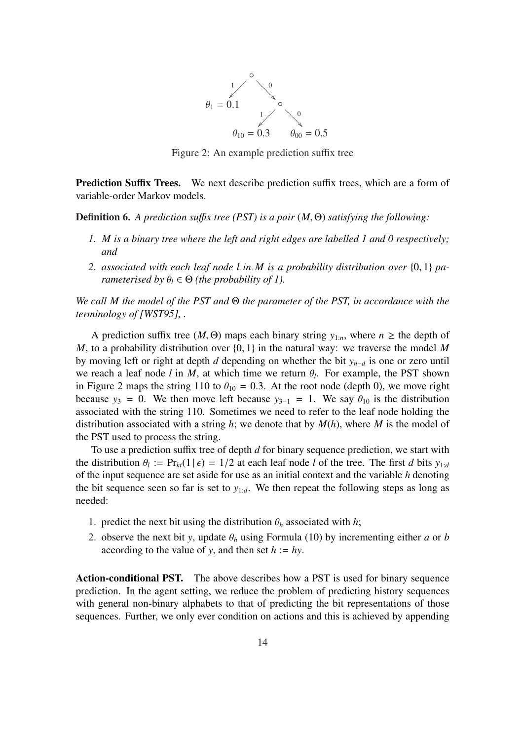Figure 2: An example prediction suffix tree

**Prediction Suffix Trees.** We next describe prediction suffix trees, which are a form of variable-order Markov models.

**Definition 6.** *A prediction suffix tree (PST) is a pair $(M, \Theta)$ satisfying the following:*

1. *$M$ is a binary tree where the left and right edges are labelled 1 and 0 respectively; and*
2. *associated with each leaf node $l$ in $M$ is a probability distribution over $\{0, 1\}$ parameterised by $\theta_l \in \Theta$ (the probability of 1).*

*We call $M$ the model of the PST and $\Theta$ the parameter of the PST, in accordance with the terminology of [WST95], .*

A prediction suffix tree $(M, \Theta)$ maps each binary string $y_{1:n}$, where $n \geq$ the depth of $M$, to a probability distribution over $\{0, 1\}$ in the natural way: we traverse the model $M$ by moving left or right at depth $d$ depending on whether the bit $y_{n-d}$ is one or zero until we reach a leaf node $l$ in $M$, at which time we return $\theta_l$. For example, the PST shown in Figure 2 maps the string 110 to $\theta_{10} = 0.3$. At the root node (depth 0), we move right because $y_3 = 0$. We then move left because $y_{3-1} = 1$. We say $\theta_{10}$ is the distribution associated with the string 110. Sometimes we need to refer to the leaf node holding the distribution associated with a string $h$; we denote that by $M(h)$, where $M$ is the model of the PST used to process the string.

To use a prediction suffix tree of depth $d$ for binary sequence prediction, we start with the distribution $\theta_l := \Pr_{kt}(1 \,|\, \epsilon) = 1/2$ at each leaf node $l$ of the tree. The first $d$ bits $y_{1:d}$ of the input sequence are set aside for use as an initial context and the variable $h$ denoting the bit sequence seen so far is set to $y_{1:d}$. We then repeat the following steps as long as needed:

1. predict the next bit using the distribution $\theta_h$ associated with $h$;
2. observe the next bit $y$, update $\theta_h$ using Formula (10) by incrementing either $a$ or $b$ according to the value of $y$, and then set $h := hy$.

**Action-conditional PST.** The above describes how a PST is used for binary sequence prediction. In the agent setting, we reduce the problem of predicting history sequences with general non-binary alphabets to that of predicting the bit representations of those sequences. Further, we only ever condition on actions and this is achieved by appending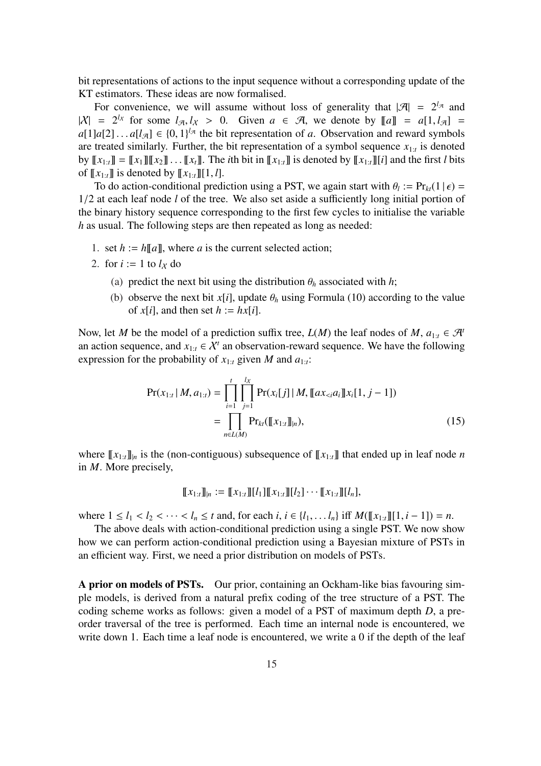bit representations of actions to the input sequence without a corresponding update of the KT estimators. These ideas are now formalised.

For convenience, we will assume without loss of generality that $|\mathcal{A}| = 2^{l_\mathcal{A}}$ and $|\mathcal{X}| = 2^{l_\mathcal{X}}$ for some $l_\mathcal{A}, l_\mathcal{X} > 0$. Given $a \in \mathcal{A}$, we denote by $[\![a]\!] = a[1, l_\mathcal{A}] = a[1]a[2] \ldots a[l_\mathcal{A}] \in \{0,1\}^{l_\mathcal{A}}$ the bit representation of $a$. Observation and reward symbols are treated similarly. Further, the bit representation of a symbol sequence $x_{1:t}$ is denoted by $[\![x_{1:t}]\!] = [\![x_1]\!][\![x_2]\!] \ldots [\![x_t]\!]$. The $i$th bit in $[\![x_{1:t}]\!]$ is denoted by $[\![x_{1:t}]\!][i]$ and the first $l$ bits of $[\![x_{1:t}]\!]$ is denoted by $[\![x_{1:t}]\!][1, l]$.

To do action-conditional prediction using a PST, we again start with $\theta_l := \Pr_{kt}(1 \,|\, \epsilon) = 1/2$ at each leaf node $l$ of the tree. We also set aside a sufficiently long initial portion of the binary history sequence corresponding to the first few cycles to initialise the variable $h$ as usual. The following steps are then repeated as long as needed:

1. set $h := h[\![a]\!]$, where $a$ is the current selected action;
2. for $i := 1$ to $l_\mathcal{X}$ do
   (a) predict the next bit using the distribution $\theta_h$ associated with $h$;
   (b) observe the next bit $x[i]$, update $\theta_h$ using Formula (10) according to the value of $x[i]$, and then set $h := hx[i]$.

Now, let $M$ be the model of a prediction suffix tree, $L(M)$ the leaf nodes of $M$, $a_{1:t} \in \mathcal{A}^t$ an action sequence, and $x_{1:t} \in \mathcal{X}^t$ an observation-reward sequence. We have the following expression for the probability of $x_{1:t}$ given $M$ and $a_{1:t}$:

$$\begin{aligned} \Pr(x_{1:t} \,|\, M, a_{1:t}) &= \prod_{i=1}^{t} \prod_{j=1}^{l_\mathcal{X}} \Pr(x_i[j] \,|\, M, [\![ax_{<i}a_i]\!]x_i[1, j-1]) \\ &= \prod_{n \in L(M)} \Pr_{kt}([\![x_{1:t}]\!]_{|n}), \end{aligned} \tag{15}$$

where $[\![x_{1:t}]\!]_{|n}$ is the (non-contiguous) subsequence of $[\![x_{1:t}]\!]$ that ended up in leaf node $n$ in $M$. More precisely,

$$[\![x_{1:t}]\!]_{|n} := [\![x_{1:t}]\!][l_1][\![x_{1:t}]\!][l_2] \cdots [\![x_{1:t}]\!][l_n],$$

where $1 \le l_1 < l_2 < \cdots < l_n \le t$ and, for each $i$, $i \in \{l_1, \ldots l_n\}$ iff $M([\![x_{1:t}]\!][1, i-1]) = n$.

The above deals with action-conditional prediction using a single PST. We now show how we can perform action-conditional prediction using a Bayesian mixture of PSTs in an efficient way. First, we need a prior distribution on models of PSTs.

**A prior on models of PSTs.** Our prior, containing an Ockham-like bias favouring simple models, is derived from a natural prefix coding of the tree structure of a PST. The coding scheme works as follows: given a model of a PST of maximum depth $D$, a pre-order traversal of the tree is performed. Each time an internal node is encountered, we write down 1. Each time a leaf node is encountered, we write a 0 if the depth of the leaf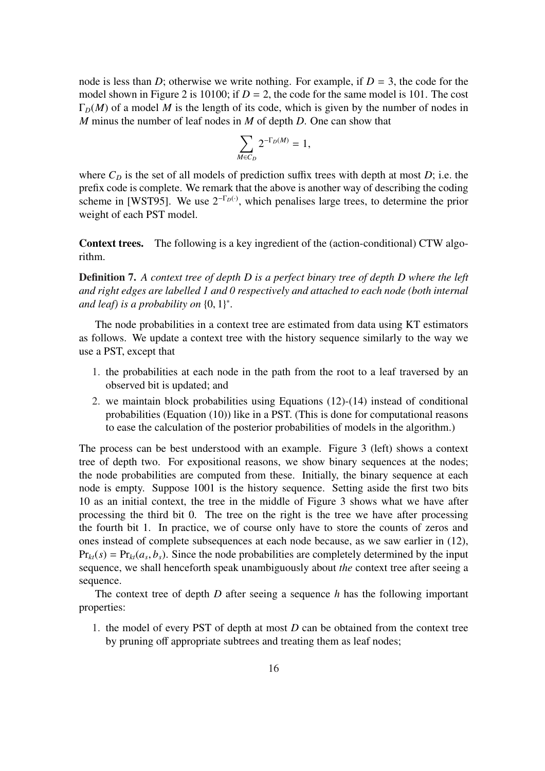node is less than $D$; otherwise we write nothing. For example, if $D = 3$, the code for the model shown in Figure 2 is 10100; if $D = 2$, the code for the same model is 101. The cost $\Gamma_D(M)$ of a model $M$ is the length of its code, which is given by the number of nodes in $M$ minus the number of leaf nodes in $M$ of depth $D$. One can show that

$$\sum_{M \in C_D} 2^{-\Gamma_D(M)} = 1,$$

where $C_D$ is the set of all models of prediction suffix trees with depth at most $D$; i.e. the prefix code is complete. We remark that the above is another way of describing the coding scheme in [WST95]. We use $2^{-\Gamma_D(\cdot)}$, which penalises large trees, to determine the prior weight of each PST model.

**Context trees.** The following is a key ingredient of the (action-conditional) CTW algorithm.

**Definition 7.** *A context tree of depth D is a perfect binary tree of depth D where the left and right edges are labelled 1 and 0 respectively and attached to each node (both internal and leaf) is a probability on* $\{0, 1\}^*$.

The node probabilities in a context tree are estimated from data using KT estimators as follows. We update a context tree with the history sequence similarly to the way we use a PST, except that

1. the probabilities at each node in the path from the root to a leaf traversed by an observed bit is updated; and
2. we maintain block probabilities using Equations (12)-(14) instead of conditional probabilities (Equation (10)) like in a PST. (This is done for computational reasons to ease the calculation of the posterior probabilities of models in the algorithm.)

The process can be best understood with an example. Figure 3 (left) shows a context tree of depth two. For expositional reasons, we show binary sequences at the nodes; the node probabilities are computed from these. Initially, the binary sequence at each node is empty. Suppose 1001 is the history sequence. Setting aside the first two bits 10 as an initial context, the tree in the middle of Figure 3 shows what we have after processing the third bit 0. The tree on the right is the tree we have after processing the fourth bit 1. In practice, we of course only have to store the counts of zeros and ones instead of complete subsequences at each node because, as we saw earlier in (12), $\Pr_{kt}(s) = \Pr_{kt}(a_s, b_s)$. Since the node probabilities are completely determined by the input sequence, we shall henceforth speak unambiguously about *the* context tree after seeing a sequence.

The context tree of depth $D$ after seeing a sequence $h$ has the following important properties:

1. the model of every PST of depth at most $D$ can be obtained from the context tree by pruning off appropriate subtrees and treating them as leaf nodes;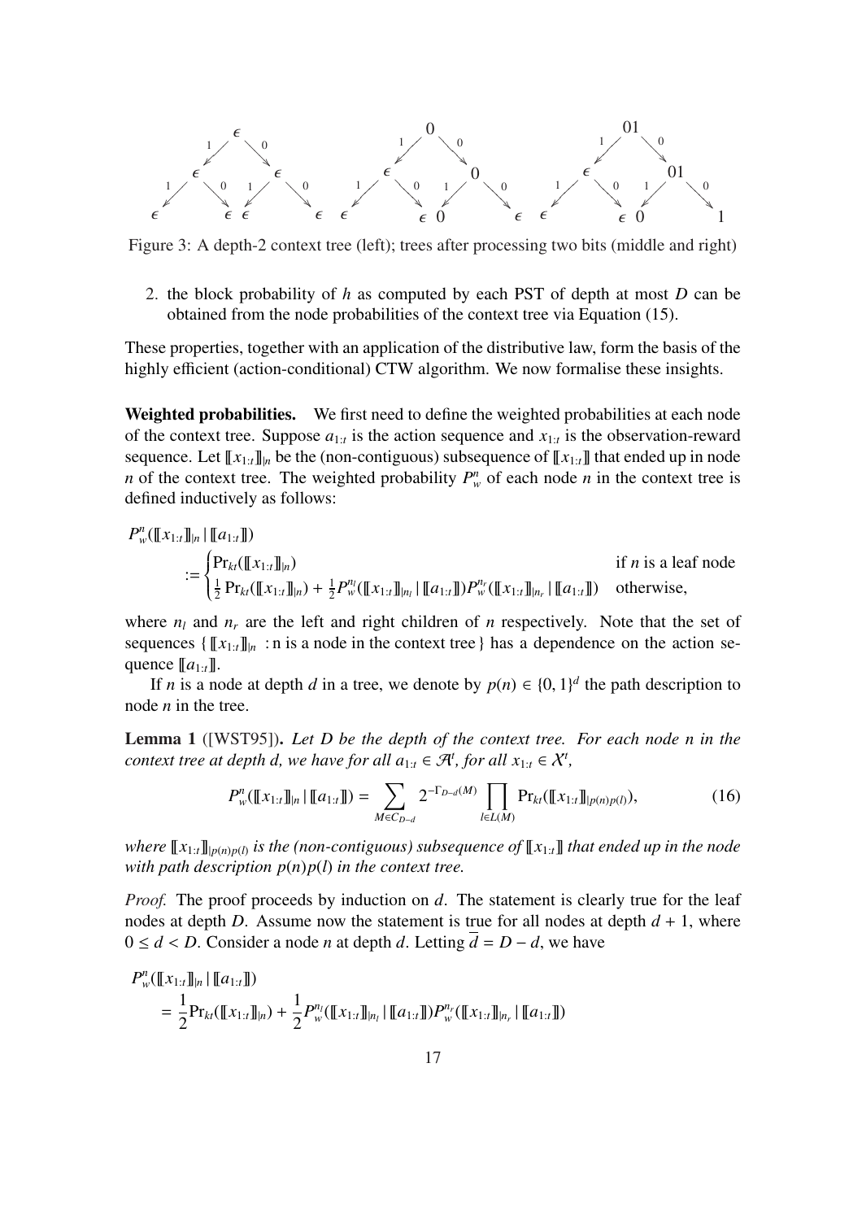Figure 3: A depth-2 context tree (left); trees after processing two bits (middle and right)

2. the block probability of $h$ as computed by each PST of depth at most $D$ can be obtained from the node probabilities of the context tree via Equation (15).

These properties, together with an application of the distributive law, form the basis of the highly efficient (action-conditional) CTW algorithm. We now formalise these insights.

**Weighted probabilities.** We first need to define the weighted probabilities at each node of the context tree. Suppose $a_{1:t}$ is the action sequence and $x_{1:t}$ is the observation-reward sequence. Let $[\![x_{1:t}]\!]_{|n}$ be the (non-contiguous) subsequence of $[\![x_{1:t}]\!]$ that ended up in node $n$ of the context tree. The weighted probability $P_w^n$ of each node $n$ in the context tree is defined inductively as follows:

$$P_w^n([\![x_{1:t}]\!]_{|n} \,|\, [\![a_{1:t}]\!]) := \begin{cases} \Pr_{kt}([\![x_{1:t}]\!]_{|n}) & \text{if } n \text{ is a leaf node} \\ \frac{1}{2}\Pr_{kt}([\![x_{1:t}]\!]_{|n}) + \frac{1}{2}P_w^{n_l}([\![x_{1:t}]\!]_{|n_l} \,|\, [\![a_{1:t}]\!])P_w^{n_r}([\![x_{1:t}]\!]_{|n_r} \,|\, [\![a_{1:t}]\!]) & \text{otherwise,} \end{cases}$$

where $n_l$ and $n_r$ are the left and right children of $n$ respectively. Note that the set of sequences $\{\, [\![x_{1:t}]\!]_{|n} : \text{n is a node in the context tree} \,\}$ has a dependence on the action sequence $[\![a_{1:t}]\!]$.

If $n$ is a node at depth $d$ in a tree, we denote by $p(n) \in \{0,1\}^d$ the path description to node $n$ in the tree.

**Lemma 1** ([WST95]). *Let $D$ be the depth of the context tree. For each node $n$ in the context tree at depth $d$, we have for all $a_{1:t} \in \mathcal{A}^t$, for all $x_{1:t} \in \mathcal{X}^t$,*

$$P_w^n([\![x_{1:t}]\!]_{|n} \,|\, [\![a_{1:t}]\!]) = \sum_{M \in C_{D-d}} 2^{-\Gamma_{D-d}(M)} \prod_{l \in L(M)} \Pr_{kt}([\![x_{1:t}]\!]_{|p(n)p(l)}), \tag{16}$$

*where $[\![x_{1:t}]\!]_{|p(n)p(l)}$ is the (non-contiguous) subsequence of $[\![x_{1:t}]\!]$ that ended up in the node with path description $p(n)p(l)$ in the context tree.*

*Proof.* The proof proceeds by induction on $d$. The statement is clearly true for the leaf nodes at depth $D$. Assume now the statement is true for all nodes at depth $d+1$, where $0 \leq d < D$. Consider a node $n$ at depth $d$. Letting $\overline{d} = D - d$, we have

$$\begin{aligned} &P_w^n([\![x_{1:t}]\!]_{|n} \,|\, [\![a_{1:t}]\!]) \\ &= \frac{1}{2}\Pr_{kt}([\![x_{1:t}]\!]_{|n}) + \frac{1}{2}P_w^{n_l}([\![x_{1:t}]\!]_{|n_l} \,|\, [\![a_{1:t}]\!])P_w^{n_r}([\![x_{1:t}]\!]_{|n_r} \,|\, [\![a_{1:t}]\!]) \end{aligned}$$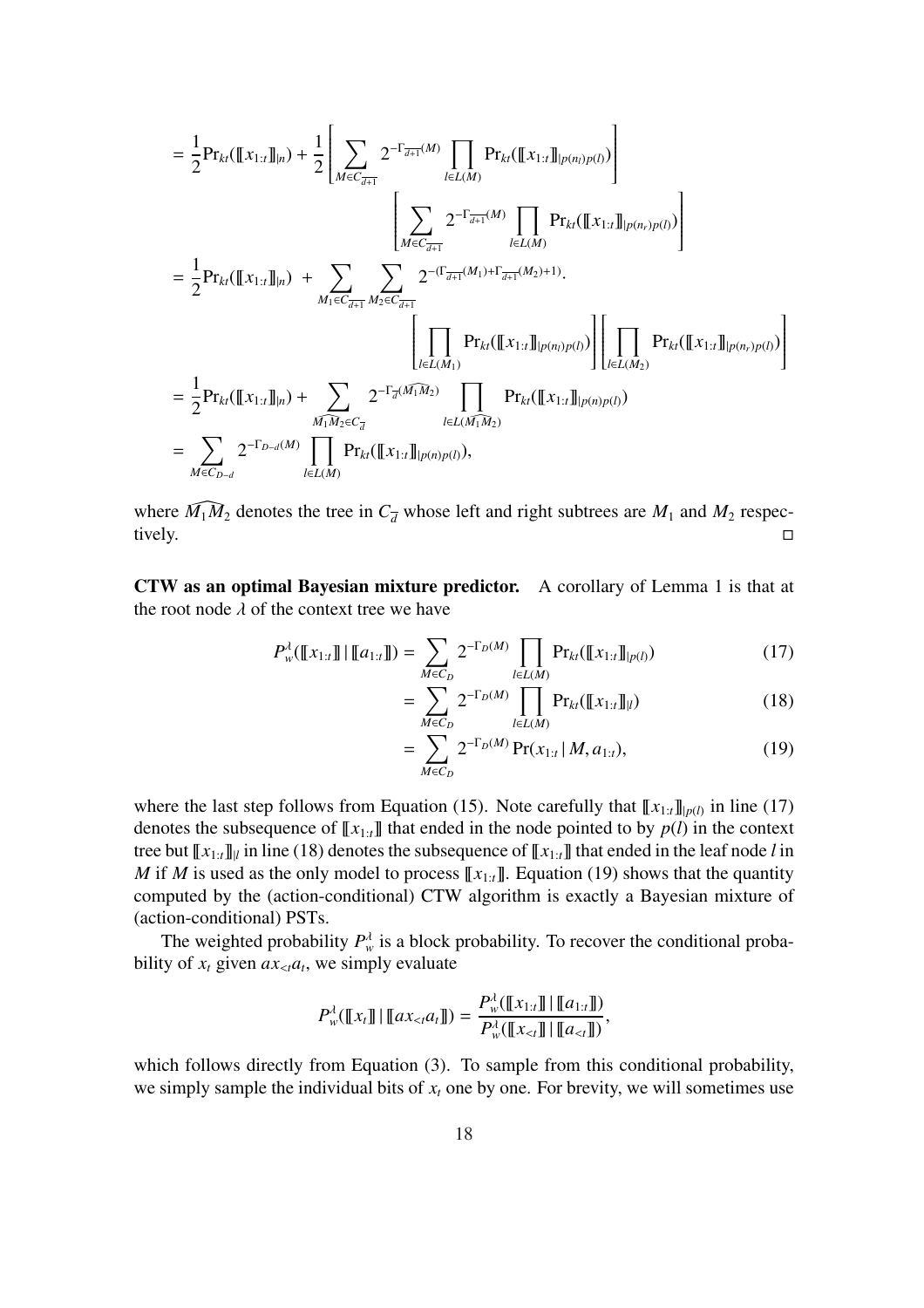$$
\begin{aligned}
&= \frac{1}{2}\Pr_{kt}(\llbracket x_{1:t}\rrbracket_{|n}) + \frac{1}{2}\left[\sum_{M\in C_{\overline{d+1}}} 2^{-\Gamma_{\overline{d+1}}(M)} \prod_{l\in L(M)} \Pr_{kt}(\llbracket x_{1:t}\rrbracket_{|p(n_l)p(l)})\right] \\
&\qquad\qquad \left[\sum_{M\in C_{\overline{d+1}}} 2^{-\Gamma_{\overline{d+1}}(M)} \prod_{l\in L(M)} \Pr_{kt}(\llbracket x_{1:t}\rrbracket_{|p(n_r)p(l)})\right] \\
&= \frac{1}{2}\Pr_{kt}(\llbracket x_{1:t}\rrbracket_{|n}) \; + \sum_{M_1\in C_{\overline{d+1}}} \sum_{M_2\in C_{\overline{d+1}}} 2^{-(\Gamma_{\overline{d+1}}(M_1)+\Gamma_{\overline{d+1}}(M_2)+1)} \cdot \\
&\qquad\qquad \left[\prod_{l\in L(M_1)} \Pr_{kt}(\llbracket x_{1:t}\rrbracket_{|p(n_l)p(l)})\right]\left[\prod_{l\in L(M_2)} \Pr_{kt}(\llbracket x_{1:t}\rrbracket_{|p(n_r)p(l)})\right] \\
&= \frac{1}{2}\Pr_{kt}(\llbracket x_{1:t}\rrbracket_{|n}) + \sum_{\widehat{M_1 M_2}\in C_{\overline{d}}} 2^{-\Gamma_{\overline{d}}(\widehat{M_1 M_2})} \prod_{l\in L(\widehat{M_1 M_2})} \Pr_{kt}(\llbracket x_{1:t}\rrbracket_{|p(n)p(l)}) \\
&= \sum_{M\in C_{D-d}} 2^{-\Gamma_{D-d}(M)} \prod_{l\in L(M)} \Pr_{kt}(\llbracket x_{1:t}\rrbracket_{|p(n)p(l)}),
\end{aligned}
$$

where $\widehat{M_1 M_2}$ denotes the tree in $C_{\overline{d}}$ whose left and right subtrees are $M_1$ and $M_2$ respectively. □

**CTW as an optimal Bayesian mixture predictor.** A corollary of Lemma 1 is that at the root node $\lambda$ of the context tree we have

$$
\begin{aligned}
P_w^{\lambda}(\llbracket x_{1:t}\rrbracket \mid \llbracket a_{1:t}\rrbracket) &= \sum_{M\in C_D} 2^{-\Gamma_D(M)} \prod_{l\in L(M)} \Pr_{kt}(\llbracket x_{1:t}\rrbracket_{|p(l)}) && (17)\\
&= \sum_{M\in C_D} 2^{-\Gamma_D(M)} \prod_{l\in L(M)} \Pr_{kt}(\llbracket x_{1:t}\rrbracket_{|l}) && (18)\\
&= \sum_{M\in C_D} 2^{-\Gamma_D(M)} \Pr(x_{1:t} \mid M, a_{1:t}), && (19)
\end{aligned}
$$

where the last step follows from Equation (15). Note carefully that $\llbracket x_{1:t}\rrbracket_{|p(l)}$ in line (17) denotes the subsequence of $\llbracket x_{1:t}\rrbracket$ that ended in the node pointed to by $p(l)$ in the context tree but $\llbracket x_{1:t}\rrbracket_{|l}$ in line (18) denotes the subsequence of $\llbracket x_{1:t}\rrbracket$ that ended in the leaf node $l$ in $M$ if $M$ is used as the only model to process $\llbracket x_{1:t}\rrbracket$. Equation (19) shows that the quantity computed by the (action-conditional) CTW algorithm is exactly a Bayesian mixture of (action-conditional) PSTs.

The weighted probability $P_w^{\lambda}$ is a block probability. To recover the conditional probability of $x_t$ given $ax_{<t}a_t$, we simply evaluate

$$
P_w^{\lambda}(\llbracket x_t\rrbracket \mid \llbracket ax_{<t}a_t\rrbracket) = \frac{P_w^{\lambda}(\llbracket x_{1:t}\rrbracket \mid \llbracket a_{1:t}\rrbracket)}{P_w^{\lambda}(\llbracket x_{<t}\rrbracket \mid \llbracket a_{<t}\rrbracket)},
$$

which follows directly from Equation (3). To sample from this conditional probability, we simply sample the individual bits of $x_t$ one by one. For brevity, we will sometimes use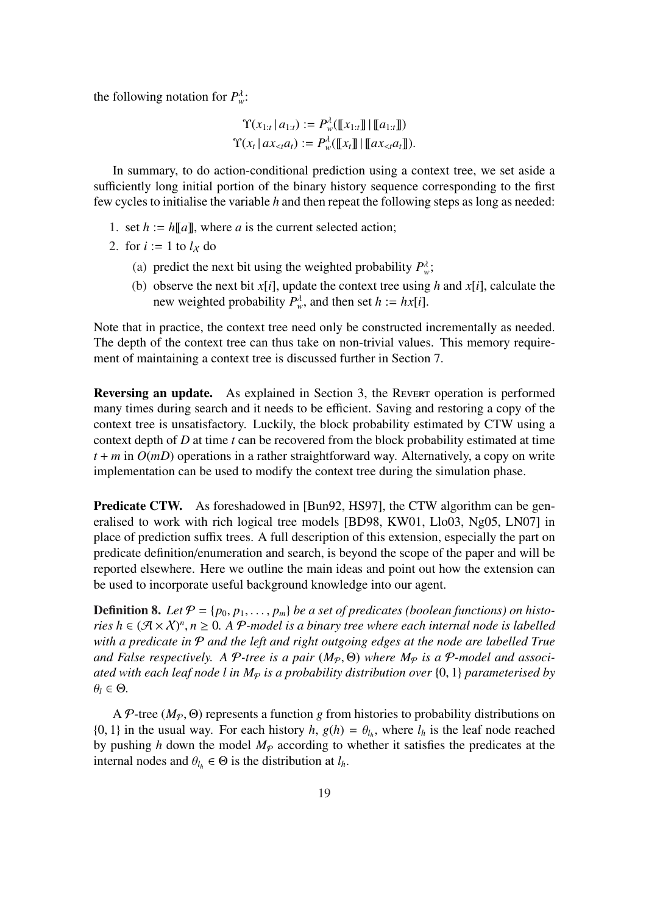the following notation for $P_w^\lambda$:

$$\Upsilon(x_{1:t} \,|\, a_{1:t}) := P_w^\lambda([\![x_{1:t}]\!] \,|\, [\![a_{1:t}]\!])$$
$$\Upsilon(x_t \,|\, ax_{<t}a_t) := P_w^\lambda([\![x_t]\!] \,|\, [\![ax_{<t}a_t]\!]).$$

In summary, to do action-conditional prediction using a context tree, we set aside a sufficiently long initial portion of the binary history sequence corresponding to the first few cycles to initialise the variable $h$ and then repeat the following steps as long as needed:

1. set $h := h[\![a]\!]$, where $a$ is the current selected action;
2. for $i := 1$ to $l_X$ do
   (a) predict the next bit using the weighted probability $P_w^\lambda$;
   (b) observe the next bit $x[i]$, update the context tree using $h$ and $x[i]$, calculate the new weighted probability $P_w^\lambda$, and then set $h := hx[i]$.

Note that in practice, the context tree need only be constructed incrementally as needed. The depth of the context tree can thus take on non-trivial values. This memory requirement of maintaining a context tree is discussed further in Section 7.

**Reversing an update.** As explained in Section 3, the Revert operation is performed many times during search and it needs to be efficient. Saving and restoring a copy of the context tree is unsatisfactory. Luckily, the block probability estimated by CTW using a context depth of $D$ at time $t$ can be recovered from the block probability estimated at time $t + m$ in $O(mD)$ operations in a rather straightforward way. Alternatively, a copy on write implementation can be used to modify the context tree during the simulation phase.

**Predicate CTW.** As foreshadowed in [Bun92, HS97], the CTW algorithm can be generalised to work with rich logical tree models [BD98, KW01, Llo03, Ng05, LN07] in place of prediction suffix trees. A full description of this extension, especially the part on predicate definition/enumeration and search, is beyond the scope of the paper and will be reported elsewhere. Here we outline the main ideas and point out how the extension can be used to incorporate useful background knowledge into our agent.

**Definition 8.** *Let $\mathcal{P} = \{p_0, p_1, \ldots, p_m\}$ be a set of predicates (boolean functions) on histories $h \in (\mathcal{A} \times \mathcal{X})^n, n \geq 0$. A $\mathcal{P}$-model is a binary tree where each internal node is labelled with a predicate in $\mathcal{P}$ and the left and right outgoing edges at the node are labelled True and False respectively. A $\mathcal{P}$-tree is a pair $(M_\mathcal{P}, \Theta)$ where $M_\mathcal{P}$ is a $\mathcal{P}$-model and associated with each leaf node $l$ in $M_\mathcal{P}$ is a probability distribution over $\{0, 1\}$ parameterised by $\theta_l \in \Theta$.*

A $\mathcal{P}$-tree $(M_\mathcal{P}, \Theta)$ represents a function $g$ from histories to probability distributions on $\{0, 1\}$ in the usual way. For each history $h$, $g(h) = \theta_{l_h}$, where $l_h$ is the leaf node reached by pushing $h$ down the model $M_\mathcal{P}$ according to whether it satisfies the predicates at the internal nodes and $\theta_{l_h} \in \Theta$ is the distribution at $l_h$.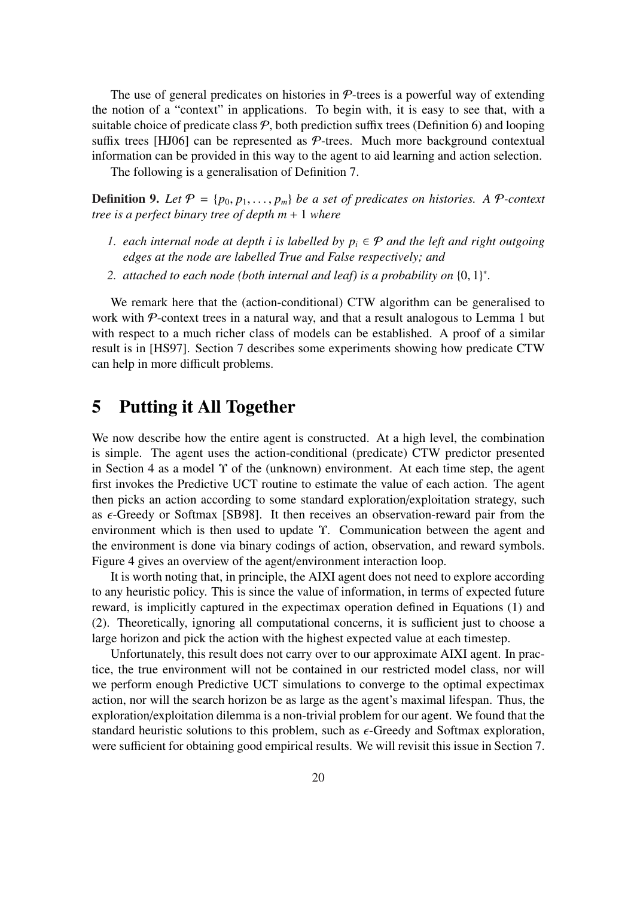The use of general predicates on histories in $\mathcal{P}$-trees is a powerful way of extending the notion of a "context" in applications. To begin with, it is easy to see that, with a suitable choice of predicate class $\mathcal{P}$, both prediction suffix trees (Definition 6) and looping suffix trees [HJ06] can be represented as $\mathcal{P}$-trees. Much more background contextual information can be provided in this way to the agent to aid learning and action selection.

The following is a generalisation of Definition 7.

**Definition 9.** *Let $\mathcal{P} = \{p_0, p_1, \dots, p_m\}$ be a set of predicates on histories. A $\mathcal{P}$-context tree is a perfect binary tree of depth $m + 1$ where*

1. *each internal node at depth $i$ is labelled by $p_i \in \mathcal{P}$ and the left and right outgoing edges at the node are labelled True and False respectively; and*
2. *attached to each node (both internal and leaf) is a probability on $\{0, 1\}^*$.*

We remark here that the (action-conditional) CTW algorithm can be generalised to work with $\mathcal{P}$-context trees in a natural way, and that a result analogous to Lemma 1 but with respect to a much richer class of models can be established. A proof of a similar result is in [HS97]. Section 7 describes some experiments showing how predicate CTW can help in more difficult problems.

# 5 Putting it All Together

We now describe how the entire agent is constructed. At a high level, the combination is simple. The agent uses the action-conditional (predicate) CTW predictor presented in Section 4 as a model $\Upsilon$ of the (unknown) environment. At each time step, the agent first invokes the Predictive UCT routine to estimate the value of each action. The agent then picks an action according to some standard exploration/exploitation strategy, such as $\epsilon$-Greedy or Softmax [SB98]. It then receives an observation-reward pair from the environment which is then used to update $\Upsilon$. Communication between the agent and the environment is done via binary codings of action, observation, and reward symbols. Figure 4 gives an overview of the agent/environment interaction loop.

It is worth noting that, in principle, the AIXI agent does not need to explore according to any heuristic policy. This is since the value of information, in terms of expected future reward, is implicitly captured in the expectimax operation defined in Equations (1) and (2). Theoretically, ignoring all computational concerns, it is sufficient just to choose a large horizon and pick the action with the highest expected value at each timestep.

Unfortunately, this result does not carry over to our approximate AIXI agent. In practice, the true environment will not be contained in our restricted model class, nor will we perform enough Predictive UCT simulations to converge to the optimal expectimax action, nor will the search horizon be as large as the agent's maximal lifespan. Thus, the exploration/exploitation dilemma is a non-trivial problem for our agent. We found that the standard heuristic solutions to this problem, such as $\epsilon$-Greedy and Softmax exploration, were sufficient for obtaining good empirical results. We will revisit this issue in Section 7.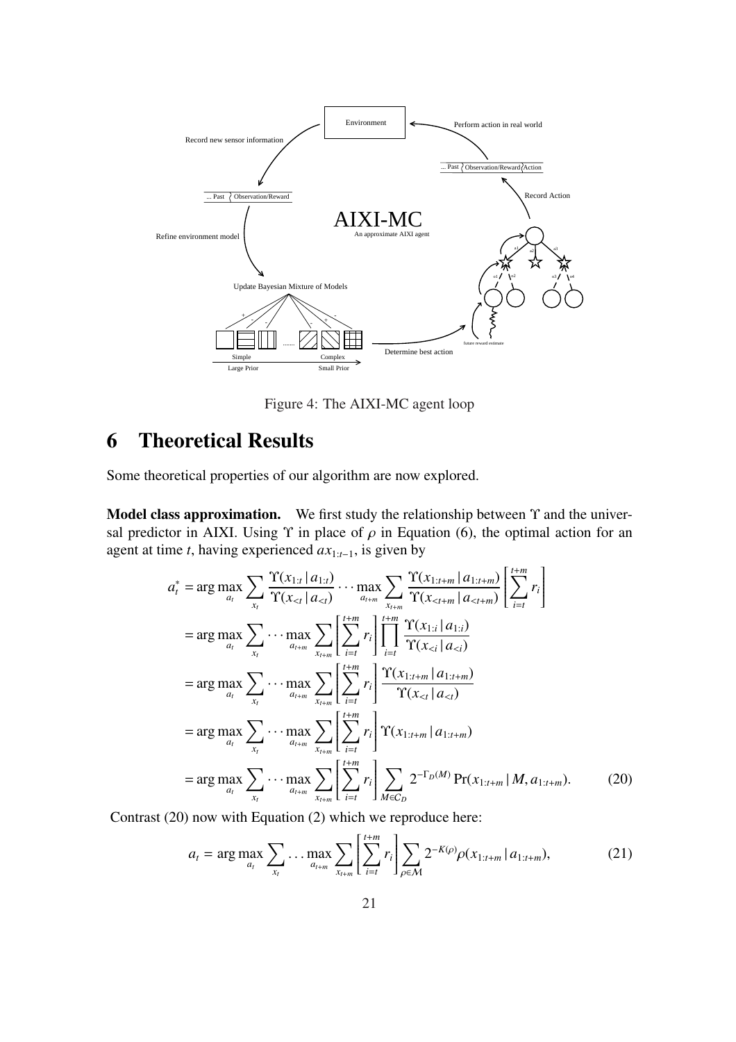Figure 4: The AIXI-MC agent loop

# 6 Theoretical Results

Some theoretical properties of our algorithm are now explored.

**Model class approximation.** We first study the relationship between $\Upsilon$ and the universal predictor in AIXI. Using $\Upsilon$ in place of $\rho$ in Equation (6), the optimal action for an agent at time $t$, having experienced $ax_{1:t-1}$, is given by

$$
\begin{aligned}
a_t^* &= \arg\max_{a_t} \sum_{x_t} \frac{\Upsilon(x_{1:t} \,|\, a_{1:t})}{\Upsilon(x_{<t} \,|\, a_{<t})} \cdots \max_{a_{t+m}} \sum_{x_{t+m}} \frac{\Upsilon(x_{1:t+m} \,|\, a_{1:t+m})}{\Upsilon(x_{<t+m} \,|\, a_{<t+m})} \left[ \sum_{i=t}^{t+m} r_i \right] \\
&= \arg\max_{a_t} \sum_{x_t} \cdots \max_{a_{t+m}} \sum_{x_{t+m}} \left[ \sum_{i=t}^{t+m} r_i \right] \prod_{i=t}^{t+m} \frac{\Upsilon(x_{1:i} \,|\, a_{1:i})}{\Upsilon(x_{<i} \,|\, a_{<i})} \\
&= \arg\max_{a_t} \sum_{x_t} \cdots \max_{a_{t+m}} \sum_{x_{t+m}} \left[ \sum_{i=t}^{t+m} r_i \right] \frac{\Upsilon(x_{1:t+m} \,|\, a_{1:t+m})}{\Upsilon(x_{<t} \,|\, a_{<t})} \\
&= \arg\max_{a_t} \sum_{x_t} \cdots \max_{a_{t+m}} \sum_{x_{t+m}} \left[ \sum_{i=t}^{t+m} r_i \right] \Upsilon(x_{1:t+m} \,|\, a_{1:t+m}) \\
&= \arg\max_{a_t} \sum_{x_t} \cdots \max_{a_{t+m}} \sum_{x_{t+m}} \left[ \sum_{i=t}^{t+m} r_i \right] \sum_{M \in C_D} 2^{-\Gamma_D(M)} \Pr(x_{1:t+m} \,|\, M, a_{1:t+m}). \qquad (20)
\end{aligned}
$$

Contrast (20) now with Equation (2) which we reproduce here:

$$
a_t = \arg\max_{a_t} \sum_{x_t} \ldots \max_{a_{t+m}} \sum_{x_{t+m}} \left[ \sum_{i=t}^{t+m} r_i \right] \sum_{\rho \in \mathcal{M}} 2^{-K(\rho)} \rho(x_{1:t+m} \,|\, a_{1:t+m}), \qquad (21)
$$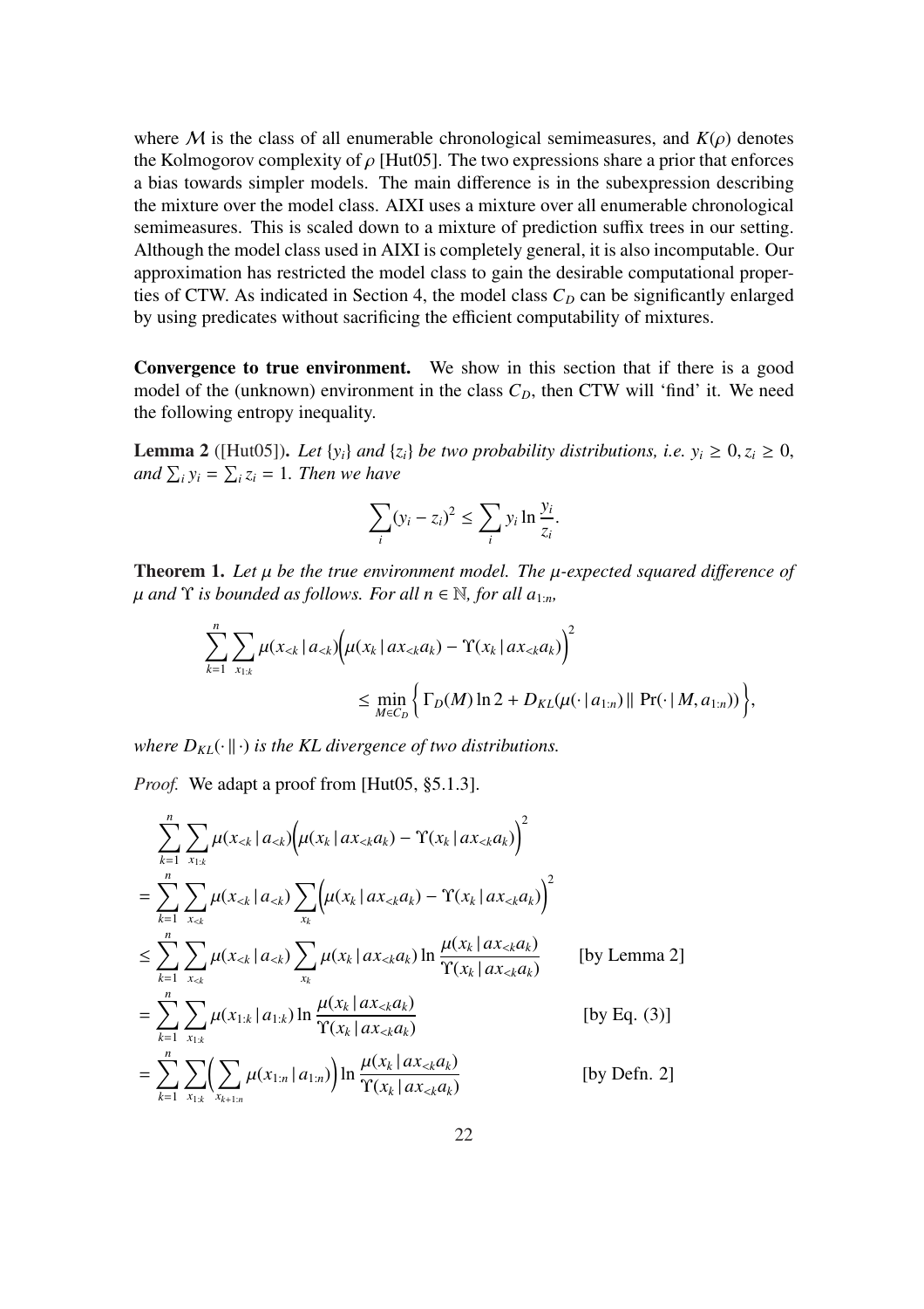where $\mathcal{M}$ is the class of all enumerable chronological semimeasures, and $K(\rho)$ denotes the Kolmogorov complexity of $\rho$ [Hut05]. The two expressions share a prior that enforces a bias towards simpler models. The main difference is in the subexpression describing the mixture over the model class. AIXI uses a mixture over all enumerable chronological semimeasures. This is scaled down to a mixture of prediction suffix trees in our setting. Although the model class used in AIXI is completely general, it is also incomputable. Our approximation has restricted the model class to gain the desirable computational properties of CTW. As indicated in Section 4, the model class $C_D$ can be significantly enlarged by using predicates without sacrificing the efficient computability of mixtures.

**Convergence to true environment.** We show in this section that if there is a good model of the (unknown) environment in the class $C_D$, then CTW will 'find' it. We need the following entropy inequality.

**Lemma 2** ([Hut05])**.** *Let $\{y_i\}$ and $\{z_i\}$ be two probability distributions, i.e. $y_i \geq 0, z_i \geq 0$, and $\sum_i y_i = \sum_i z_i = 1$. Then we have*

$$\sum_i (y_i - z_i)^2 \leq \sum_i y_i \ln \frac{y_i}{z_i}.$$

**Theorem 1.** *Let $\mu$ be the true environment model. The $\mu$-expected squared difference of $\mu$ and $\Upsilon$ is bounded as follows. For all $n \in \mathbb{N}$, for all $a_{1:n}$,*

$$\sum_{k=1}^{n} \sum_{x_{1:k}} \mu(x_{<k} \,|\, a_{<k}) \Big( \mu(x_k \,|\, ax_{<k}a_k) - \Upsilon(x_k \,|\, ax_{<k}a_k) \Big)^2 \leq \min_{M \in C_D} \Big\{ \Gamma_D(M) \ln 2 + D_{KL}(\mu(\cdot \,|\, a_{1:n}) \,\|\, \Pr(\cdot \,|\, M, a_{1:n})) \Big\},$$

*where $D_{KL}(\cdot \,\|\, \cdot)$ is the KL divergence of two distributions.*

*Proof.* We adapt a proof from [Hut05, §5.1.3].

$$\begin{aligned}
&\sum_{k=1}^{n} \sum_{x_{1:k}} \mu(x_{<k} \,|\, a_{<k}) \Big( \mu(x_k \,|\, ax_{<k}a_k) - \Upsilon(x_k \,|\, ax_{<k}a_k) \Big)^2 \\
&= \sum_{k=1}^{n} \sum_{x_{<k}} \mu(x_{<k} \,|\, a_{<k}) \sum_{x_k} \Big( \mu(x_k \,|\, ax_{<k}a_k) - \Upsilon(x_k \,|\, ax_{<k}a_k) \Big)^2 \\
&\leq \sum_{k=1}^{n} \sum_{x_{<k}} \mu(x_{<k} \,|\, a_{<k}) \sum_{x_k} \mu(x_k \,|\, ax_{<k}a_k) \ln \frac{\mu(x_k \,|\, ax_{<k}a_k)}{\Upsilon(x_k \,|\, ax_{<k}a_k)} \qquad \text{[by Lemma 2]} \\
&= \sum_{k=1}^{n} \sum_{x_{1:k}} \mu(x_{1:k} \,|\, a_{1:k}) \ln \frac{\mu(x_k \,|\, ax_{<k}a_k)}{\Upsilon(x_k \,|\, ax_{<k}a_k)} \qquad \text{[by Eq. (3)]} \\
&= \sum_{k=1}^{n} \sum_{x_{1:k}} \Big( \sum_{x_{k+1:n}} \mu(x_{1:n} \,|\, a_{1:n}) \Big) \ln \frac{\mu(x_k \,|\, ax_{<k}a_k)}{\Upsilon(x_k \,|\, ax_{<k}a_k)} \qquad \text{[by Defn. 2]}
\end{aligned}$$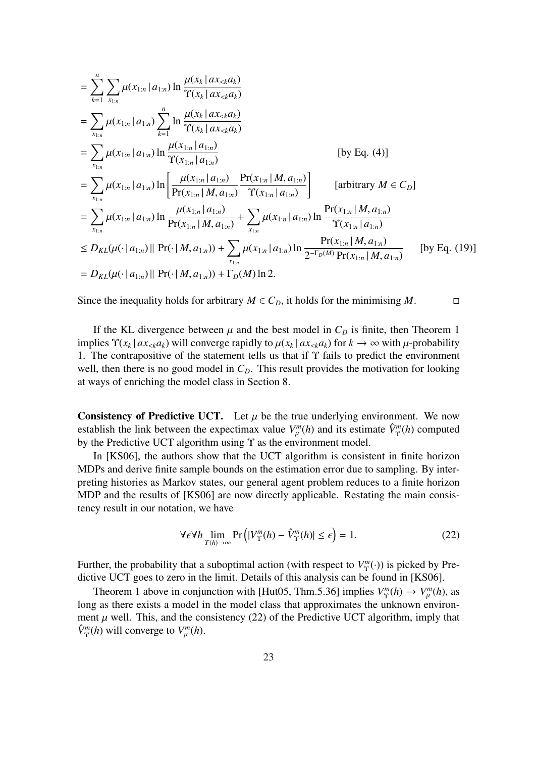$$
\begin{aligned}
&= \sum_{k=1}^{n} \sum_{x_{1:n}} \mu(x_{1:n} \,|\, a_{1:n}) \ln \frac{\mu(x_k \,|\, ax_{<k}a_k)}{\Upsilon(x_k \,|\, ax_{<k}a_k)} \\
&= \sum_{x_{1:n}} \mu(x_{1:n} \,|\, a_{1:n}) \sum_{k=1}^{n} \ln \frac{\mu(x_k \,|\, ax_{<k}a_k)}{\Upsilon(x_k \,|\, ax_{<k}a_k)} \\
&= \sum_{x_{1:n}} \mu(x_{1:n} \,|\, a_{1:n}) \ln \frac{\mu(x_{1:n} \,|\, a_{1:n})}{\Upsilon(x_{1:n} \,|\, a_{1:n})} && \text{[by Eq. (4)]} \\
&= \sum_{x_{1:n}} \mu(x_{1:n} \,|\, a_{1:n}) \ln \left[ \frac{\mu(x_{1:n} \,|\, a_{1:n})}{\Pr(x_{1:n} \,|\, M, a_{1:n})} \frac{\Pr(x_{1:n} \,|\, M, a_{1:n})}{\Upsilon(x_{1:n} \,|\, a_{1:n})} \right] && \text{[arbitrary } M \in C_D\text{]} \\
&= \sum_{x_{1:n}} \mu(x_{1:n} \,|\, a_{1:n}) \ln \frac{\mu(x_{1:n} \,|\, a_{1:n})}{\Pr(x_{1:n} \,|\, M, a_{1:n})} + \sum_{x_{1:n}} \mu(x_{1:n} \,|\, a_{1:n}) \ln \frac{\Pr(x_{1:n} \,|\, M, a_{1:n})}{\Upsilon(x_{1:n} \,|\, a_{1:n})} \\
&\leq D_{KL}(\mu(\cdot \,|\, a_{1:n}) \,\|\, \Pr(\cdot \,|\, M, a_{1:n})) + \sum_{x_{1:n}} \mu(x_{1:n} \,|\, a_{1:n}) \ln \frac{\Pr(x_{1:n} \,|\, M, a_{1:n})}{2^{-\Gamma_D(M)} \Pr(x_{1:n} \,|\, M, a_{1:n})} && \text{[by Eq. (19)]} \\
&= D_{KL}(\mu(\cdot \,|\, a_{1:n}) \,\|\, \Pr(\cdot \,|\, M, a_{1:n})) + \Gamma_D(M) \ln 2.
\end{aligned}
$$

Since the inequality holds for arbitrary $M \in C_D$, it holds for the minimising $M$. □

If the KL divergence between $\mu$ and the best model in $C_D$ is finite, then Theorem 1 implies $\Upsilon(x_k \,|\, ax_{<k}a_k)$ will converge rapidly to $\mu(x_k \,|\, ax_{<k}a_k)$ for $k \to \infty$ with $\mu$-probability 1. The contrapositive of the statement tells us that if $\Upsilon$ fails to predict the environment well, then there is no good model in $C_D$. This result provides the motivation for looking at ways of enriching the model class in Section 8.

**Consistency of Predictive UCT.** Let $\mu$ be the true underlying environment. We now establish the link between the expectimax value $V_\mu^m(h)$ and its estimate $\hat{V}_\Upsilon^m(h)$ computed by the Predictive UCT algorithm using $\Upsilon$ as the environment model.

In [KS06], the authors show that the UCT algorithm is consistent in finite horizon MDPs and derive finite sample bounds on the estimation error due to sampling. By interpreting histories as Markov states, our general agent problem reduces to a finite horizon MDP and the results of [KS06] are now directly applicable. Restating the main consistency result in our notation, we have

$$
\forall \epsilon \forall h \lim_{T(h) \to \infty} \Pr\left( |V_\Upsilon^m(h) - \hat{V}_\Upsilon^m(h)| \leq \epsilon \right) = 1. \tag{22}
$$

Further, the probability that a suboptimal action (with respect to $V_\Upsilon^m(\cdot)$) is picked by Predictive UCT goes to zero in the limit. Details of this analysis can be found in [KS06].

Theorem 1 above in conjunction with [Hut05, Thm.5.36] implies $V_\Upsilon^m(h) \to V_\mu^m(h)$, as long as there exists a model in the model class that approximates the unknown environment $\mu$ well. This, and the consistency (22) of the Predictive UCT algorithm, imply that $\hat{V}_\Upsilon^m(h)$ will converge to $V_\mu^m(h)$.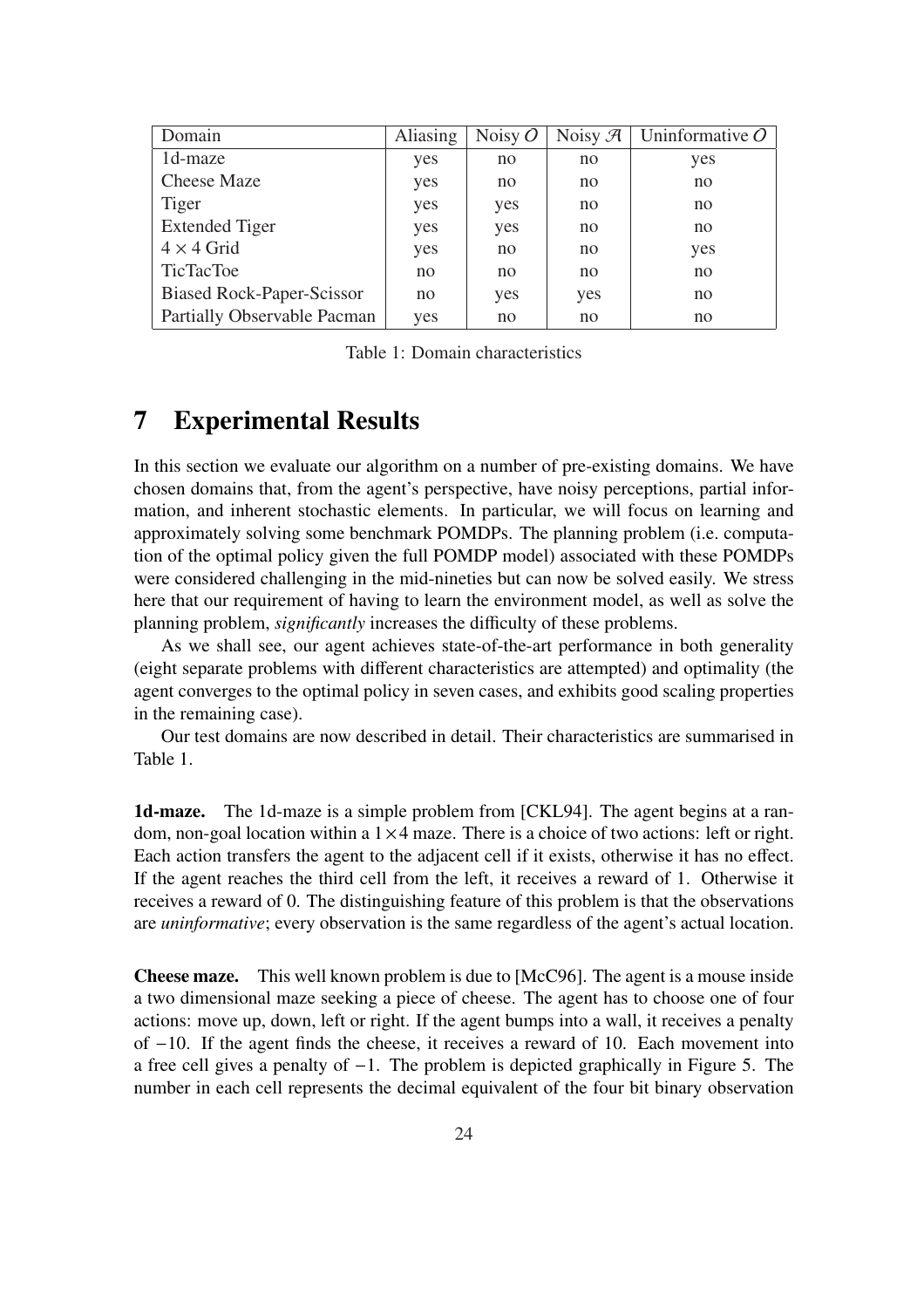| Domain | Aliasing | Noisy $O$ | Noisy $\mathcal{A}$ | Uninformative $O$ |
|---|---|---|---|---|
| 1d-maze | yes | no | no | yes |
| Cheese Maze | yes | no | no | no |
| Tiger | yes | yes | no | no |
| Extended Tiger | yes | yes | no | no |
| $4 \times 4$ Grid | yes | no | no | yes |
| TicTacToe | no | no | no | no |
| Biased Rock-Paper-Scissor | no | yes | yes | no |
| Partially Observable Pacman | yes | no | no | no |

Table 1: Domain characteristics

# 7 Experimental Results

In this section we evaluate our algorithm on a number of pre-existing domains. We have chosen domains that, from the agent's perspective, have noisy perceptions, partial information, and inherent stochastic elements. In particular, we will focus on learning and approximately solving some benchmark POMDPs. The planning problem (i.e. computation of the optimal policy given the full POMDP model) associated with these POMDPs were considered challenging in the mid-nineties but can now be solved easily. We stress here that our requirement of having to learn the environment model, as well as solve the planning problem, *significantly* increases the difficulty of these problems.

As we shall see, our agent achieves state-of-the-art performance in both generality (eight separate problems with different characteristics are attempted) and optimality (the agent converges to the optimal policy in seven cases, and exhibits good scaling properties in the remaining case).

Our test domains are now described in detail. Their characteristics are summarised in Table 1.

**1d-maze.** The 1d-maze is a simple problem from [CKL94]. The agent begins at a random, non-goal location within a $1 \times 4$ maze. There is a choice of two actions: left or right. Each action transfers the agent to the adjacent cell if it exists, otherwise it has no effect. If the agent reaches the third cell from the left, it receives a reward of 1. Otherwise it receives a reward of 0. The distinguishing feature of this problem is that the observations are *uninformative*; every observation is the same regardless of the agent's actual location.

**Cheese maze.** This well known problem is due to [McC96]. The agent is a mouse inside a two dimensional maze seeking a piece of cheese. The agent has to choose one of four actions: move up, down, left or right. If the agent bumps into a wall, it receives a penalty of $-10$. If the agent finds the cheese, it receives a reward of 10. Each movement into a free cell gives a penalty of $-1$. The problem is depicted graphically in Figure 5. The number in each cell represents the decimal equivalent of the four bit binary observation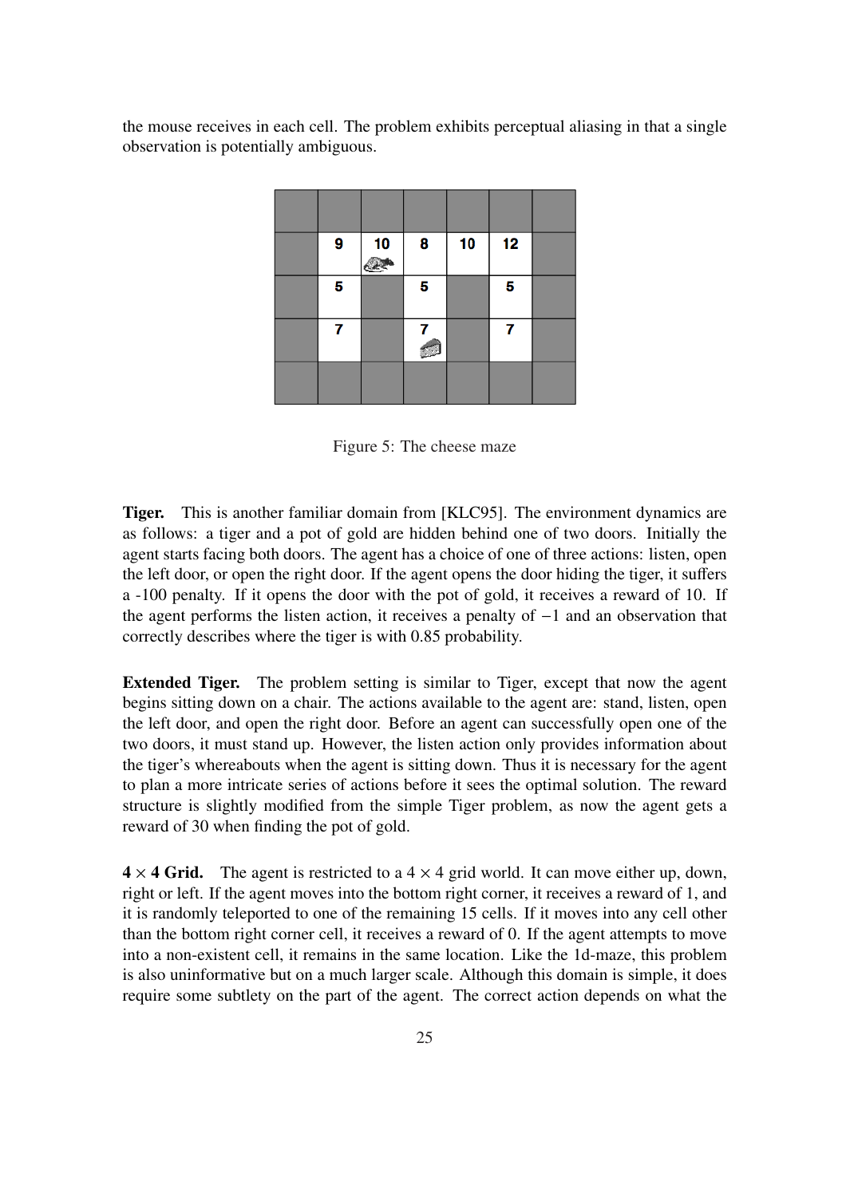the mouse receives in each cell. The problem exhibits perceptual aliasing in that a single observation is potentially ambiguous.

Figure 5: The cheese maze

**Tiger.** This is another familiar domain from [KLC95]. The environment dynamics are as follows: a tiger and a pot of gold are hidden behind one of two doors. Initially the agent starts facing both doors. The agent has a choice of one of three actions: listen, open the left door, or open the right door. If the agent opens the door hiding the tiger, it suffers a -100 penalty. If it opens the door with the pot of gold, it receives a reward of 10. If the agent performs the listen action, it receives a penalty of $-1$ and an observation that correctly describes where the tiger is with 0.85 probability.

**Extended Tiger.** The problem setting is similar to Tiger, except that now the agent begins sitting down on a chair. The actions available to the agent are: stand, listen, open the left door, and open the right door. Before an agent can successfully open one of the two doors, it must stand up. However, the listen action only provides information about the tiger's whereabouts when the agent is sitting down. Thus it is necessary for the agent to plan a more intricate series of actions before it sees the optimal solution. The reward structure is slightly modified from the simple Tiger problem, as now the agent gets a reward of 30 when finding the pot of gold.

**$4 \times 4$ Grid.** The agent is restricted to a $4 \times 4$ grid world. It can move either up, down, right or left. If the agent moves into the bottom right corner, it receives a reward of 1, and it is randomly teleported to one of the remaining 15 cells. If it moves into any cell other than the bottom right corner cell, it receives a reward of 0. If the agent attempts to move into a non-existent cell, it remains in the same location. Like the 1d-maze, this problem is also uninformative but on a much larger scale. Although this domain is simple, it does require some subtlety on the part of the agent. The correct action depends on what the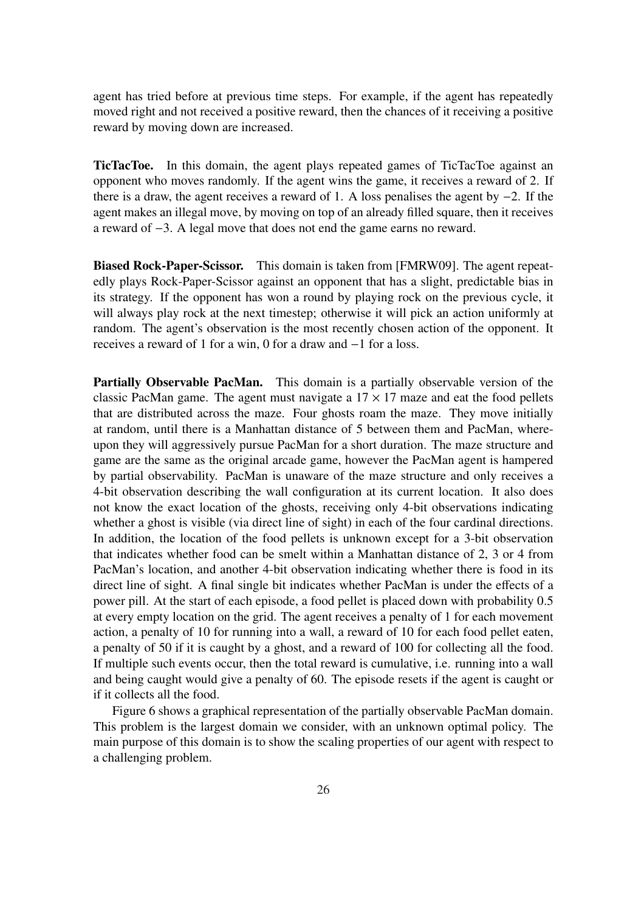agent has tried before at previous time steps. For example, if the agent has repeatedly moved right and not received a positive reward, then the chances of it receiving a positive reward by moving down are increased.

**TicTacToe.** In this domain, the agent plays repeated games of TicTacToe against an opponent who moves randomly. If the agent wins the game, it receives a reward of 2. If there is a draw, the agent receives a reward of 1. A loss penalises the agent by $-2$. If the agent makes an illegal move, by moving on top of an already filled square, then it receives a reward of $-3$. A legal move that does not end the game earns no reward.

**Biased Rock-Paper-Scissor.** This domain is taken from [FMRW09]. The agent repeatedly plays Rock-Paper-Scissor against an opponent that has a slight, predictable bias in its strategy. If the opponent has won a round by playing rock on the previous cycle, it will always play rock at the next timestep; otherwise it will pick an action uniformly at random. The agent's observation is the most recently chosen action of the opponent. It receives a reward of 1 for a win, 0 for a draw and $-1$ for a loss.

**Partially Observable PacMan.** This domain is a partially observable version of the classic PacMan game. The agent must navigate a $17 \times 17$ maze and eat the food pellets that are distributed across the maze. Four ghosts roam the maze. They move initially at random, until there is a Manhattan distance of 5 between them and PacMan, whereupon they will aggressively pursue PacMan for a short duration. The maze structure and game are the same as the original arcade game, however the PacMan agent is hampered by partial observability. PacMan is unaware of the maze structure and only receives a 4-bit observation describing the wall configuration at its current location. It also does not know the exact location of the ghosts, receiving only 4-bit observations indicating whether a ghost is visible (via direct line of sight) in each of the four cardinal directions. In addition, the location of the food pellets is unknown except for a 3-bit observation that indicates whether food can be smelt within a Manhattan distance of 2, 3 or 4 from PacMan's location, and another 4-bit observation indicating whether there is food in its direct line of sight. A final single bit indicates whether PacMan is under the effects of a power pill. At the start of each episode, a food pellet is placed down with probability 0.5 at every empty location on the grid. The agent receives a penalty of 1 for each movement action, a penalty of 10 for running into a wall, a reward of 10 for each food pellet eaten, a penalty of 50 if it is caught by a ghost, and a reward of 100 for collecting all the food. If multiple such events occur, then the total reward is cumulative, i.e. running into a wall and being caught would give a penalty of 60. The episode resets if the agent is caught or if it collects all the food.

Figure 6 shows a graphical representation of the partially observable PacMan domain. This problem is the largest domain we consider, with an unknown optimal policy. The main purpose of this domain is to show the scaling properties of our agent with respect to a challenging problem.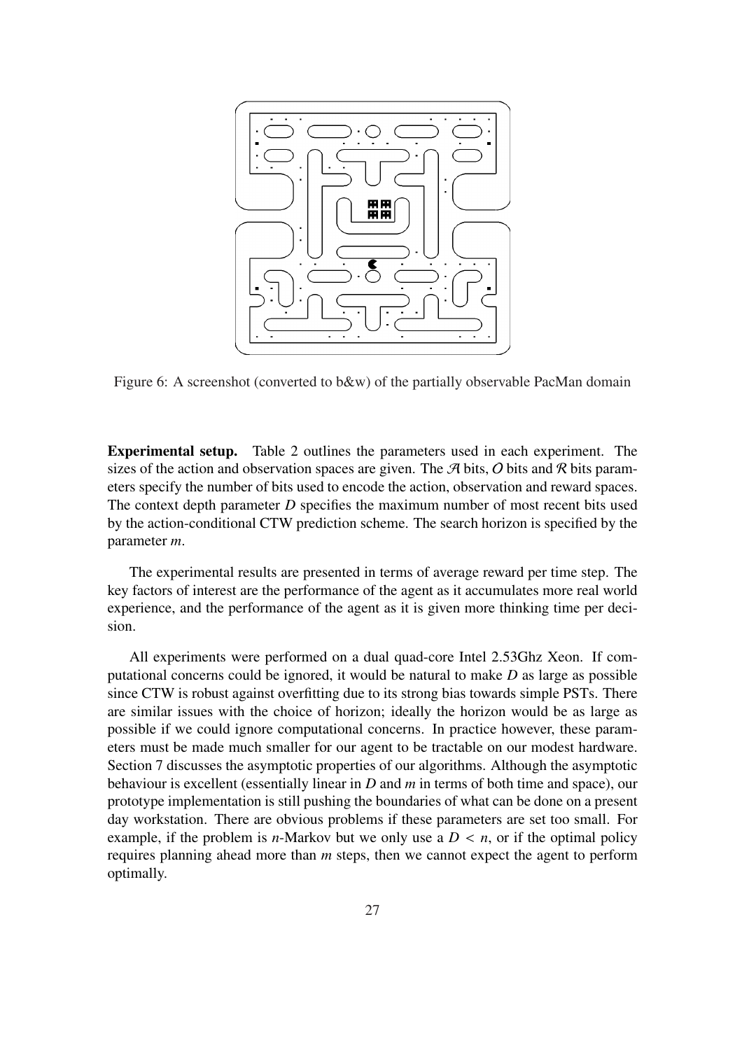Figure 6: A screenshot (converted to b&w) of the partially observable PacMan domain

**Experimental setup.** Table 2 outlines the parameters used in each experiment. The sizes of the action and observation spaces are given. The $\mathcal{A}$ bits, $\mathcal{O}$ bits and $\mathcal{R}$ bits parameters specify the number of bits used to encode the action, observation and reward spaces. The context depth parameter $D$ specifies the maximum number of most recent bits used by the action-conditional CTW prediction scheme. The search horizon is specified by the parameter $m$.

The experimental results are presented in terms of average reward per time step. The key factors of interest are the performance of the agent as it accumulates more real world experience, and the performance of the agent as it is given more thinking time per decision.

All experiments were performed on a dual quad-core Intel 2.53Ghz Xeon. If computational concerns could be ignored, it would be natural to make $D$ as large as possible since CTW is robust against overfitting due to its strong bias towards simple PSTs. There are similar issues with the choice of horizon; ideally the horizon would be as large as possible if we could ignore computational concerns. In practice however, these parameters must be made much smaller for our agent to be tractable on our modest hardware. Section 7 discusses the asymptotic properties of our algorithms. Although the asymptotic behaviour is excellent (essentially linear in $D$ and $m$ in terms of both time and space), our prototype implementation is still pushing the boundaries of what can be done on a present day workstation. There are obvious problems if these parameters are set too small. For example, if the problem is $n$-Markov but we only use a $D < n$, or if the optimal policy requires planning ahead more than $m$ steps, then we cannot expect the agent to perform optimally.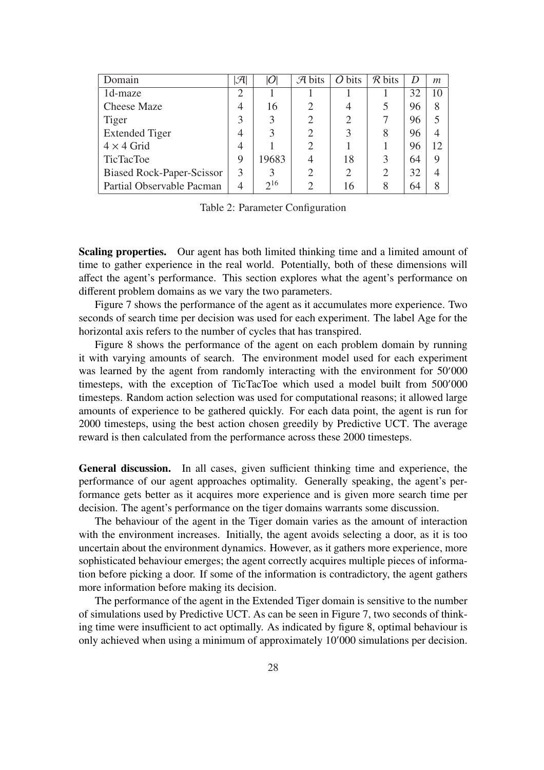| Domain | $\lvert\mathcal{A}\rvert$ | $\lvert\mathcal{O}\rvert$ | $\mathcal{A}$ bits | $\mathcal{O}$ bits | $\mathcal{R}$ bits | $D$ | $m$ |
|---|---|---|---|---|---|---|---|
| 1d-maze | 2 | 1 | 1 | 1 | 1 | 32 | 10 |
| Cheese Maze | 4 | 16 | 2 | 4 | 5 | 96 | 8 |
| Tiger | 3 | 3 | 2 | 2 | 7 | 96 | 5 |
| Extended Tiger | 4 | 3 | 2 | 3 | 8 | 96 | 4 |
| $4 \times 4$ Grid | 4 | 1 | 2 | 1 | 1 | 96 | 12 |
| TicTacToe | 9 | 19683 | 4 | 18 | 3 | 64 | 9 |
| Biased Rock-Paper-Scissor | 3 | 3 | 2 | 2 | 2 | 32 | 4 |
| Partial Observable Pacman | 4 | $2^{16}$ | 2 | 16 | 8 | 64 | 8 |

Table 2: Parameter Configuration

**Scaling properties.** Our agent has both limited thinking time and a limited amount of time to gather experience in the real world. Potentially, both of these dimensions will affect the agent's performance. This section explores what the agent's performance on different problem domains as we vary the two parameters.

Figure 7 shows the performance of the agent as it accumulates more experience. Two seconds of search time per decision was used for each experiment. The label Age for the horizontal axis refers to the number of cycles that has transpired.

Figure 8 shows the performance of the agent on each problem domain by running it with varying amounts of search. The environment model used for each experiment was learned by the agent from randomly interacting with the environment for 50′000 timesteps, with the exception of TicTacToe which used a model built from 500′000 timesteps. Random action selection was used for computational reasons; it allowed large amounts of experience to be gathered quickly. For each data point, the agent is run for 2000 timesteps, using the best action chosen greedily by Predictive UCT. The average reward is then calculated from the performance across these 2000 timesteps.

**General discussion.** In all cases, given sufficient thinking time and experience, the performance of our agent approaches optimality. Generally speaking, the agent's performance gets better as it acquires more experience and is given more search time per decision. The agent's performance on the tiger domains warrants some discussion.

The behaviour of the agent in the Tiger domain varies as the amount of interaction with the environment increases. Initially, the agent avoids selecting a door, as it is too uncertain about the environment dynamics. However, as it gathers more experience, more sophisticated behaviour emerges; the agent correctly acquires multiple pieces of information before picking a door. If some of the information is contradictory, the agent gathers more information before making its decision.

The performance of the agent in the Extended Tiger domain is sensitive to the number of simulations used by Predictive UCT. As can be seen in Figure 7, two seconds of thinking time were insufficient to act optimally. As indicated by figure 8, optimal behaviour is only achieved when using a minimum of approximately 10′000 simulations per decision.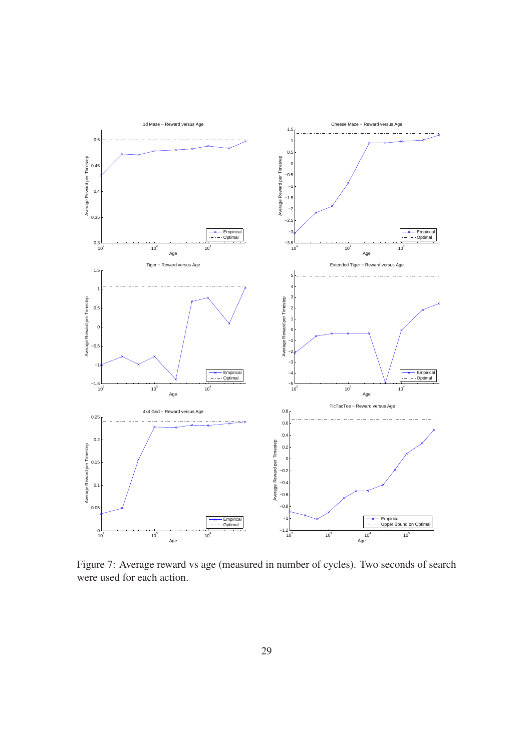Figure 7: Average reward vs age (measured in number of cycles). Two seconds of search were used for each action.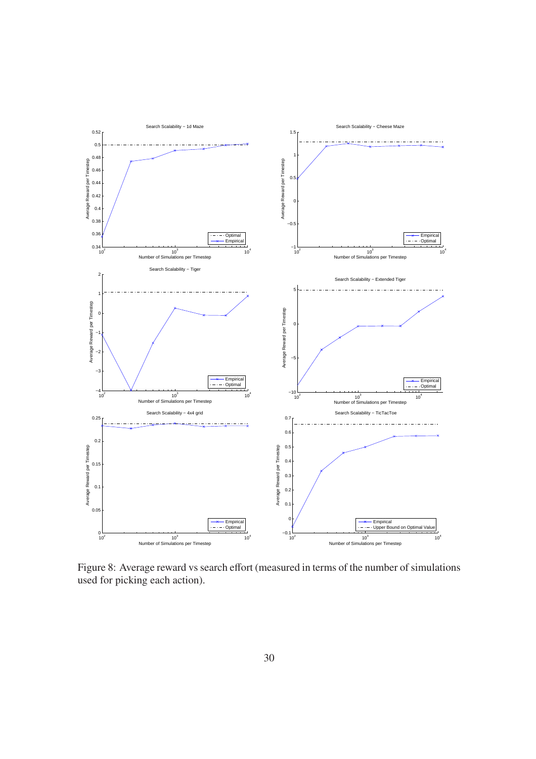Figure 8: Average reward vs search effort (measured in terms of the number of simulations used for picking each action).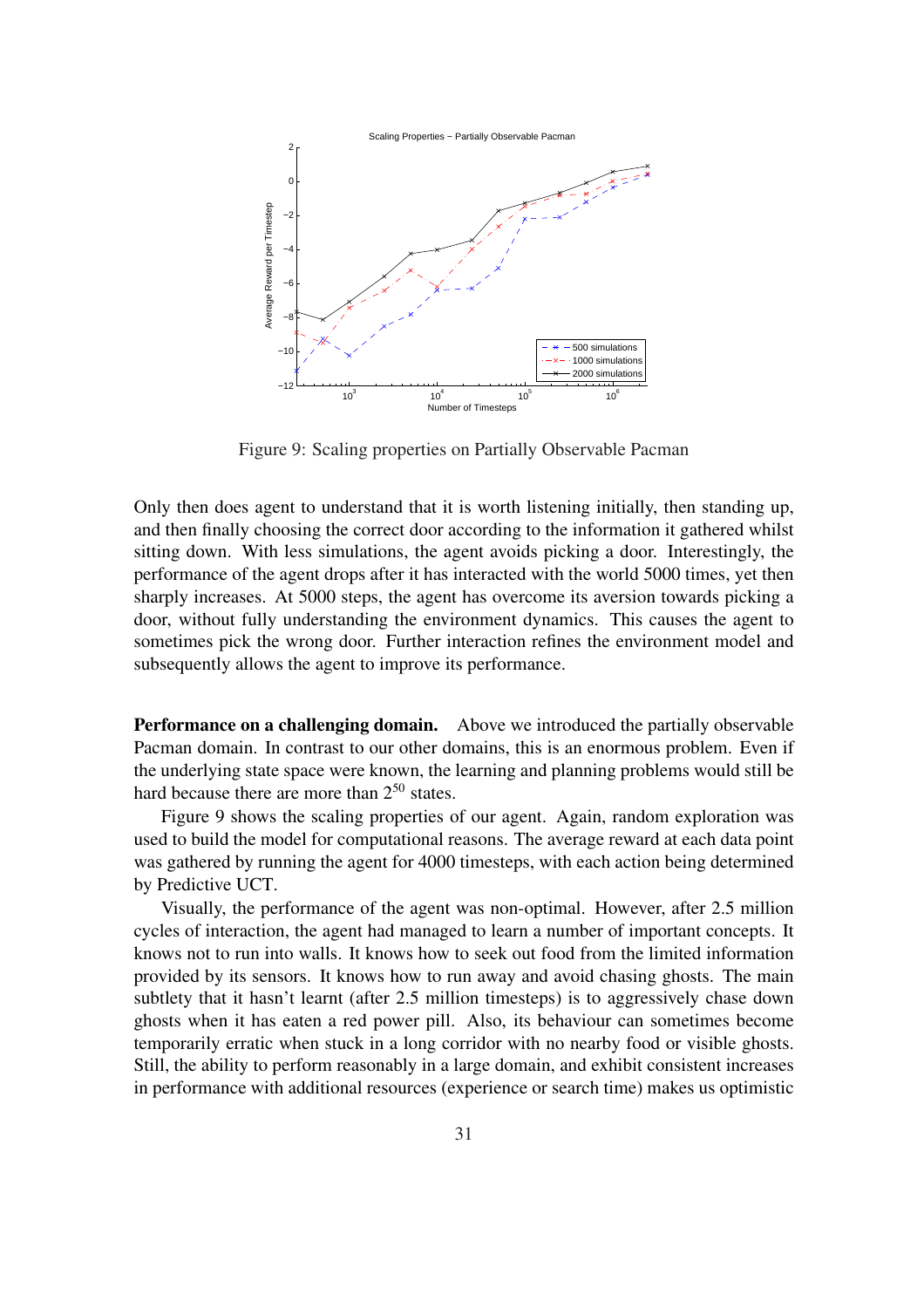Figure 9: Scaling properties on Partially Observable Pacman

Only then does agent to understand that it is worth listening initially, then standing up, and then finally choosing the correct door according to the information it gathered whilst sitting down. With less simulations, the agent avoids picking a door. Interestingly, the performance of the agent drops after it has interacted with the world 5000 times, yet then sharply increases. At 5000 steps, the agent has overcome its aversion towards picking a door, without fully understanding the environment dynamics. This causes the agent to sometimes pick the wrong door. Further interaction refines the environment model and subsequently allows the agent to improve its performance.

**Performance on a challenging domain.** Above we introduced the partially observable Pacman domain. In contrast to our other domains, this is an enormous problem. Even if the underlying state space were known, the learning and planning problems would still be hard because there are more than $2^{50}$ states.

Figure 9 shows the scaling properties of our agent. Again, random exploration was used to build the model for computational reasons. The average reward at each data point was gathered by running the agent for 4000 timesteps, with each action being determined by Predictive UCT.

Visually, the performance of the agent was non-optimal. However, after 2.5 million cycles of interaction, the agent had managed to learn a number of important concepts. It knows not to run into walls. It knows how to seek out food from the limited information provided by its sensors. It knows how to run away and avoid chasing ghosts. The main subtlety that it hasn't learnt (after 2.5 million timesteps) is to aggressively chase down ghosts when it has eaten a red power pill. Also, its behaviour can sometimes become temporarily erratic when stuck in a long corridor with no nearby food or visible ghosts. Still, the ability to perform reasonably in a large domain, and exhibit consistent increases in performance with additional resources (experience or search time) makes us optimistic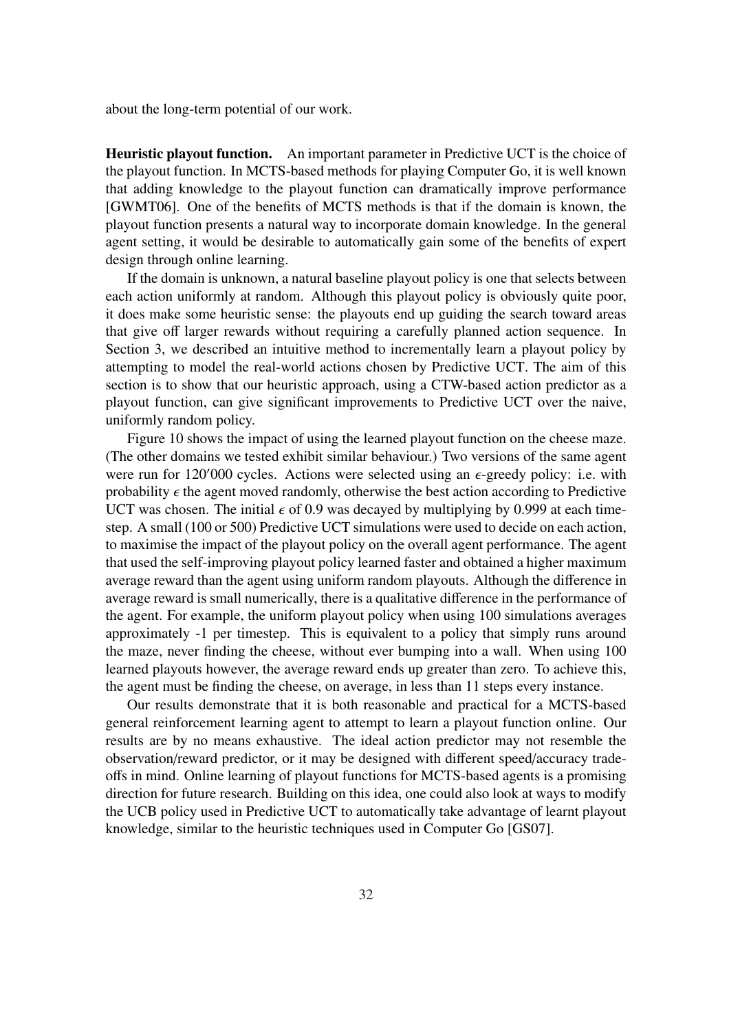about the long-term potential of our work.

**Heuristic playout function.** An important parameter in Predictive UCT is the choice of the playout function. In MCTS-based methods for playing Computer Go, it is well known that adding knowledge to the playout function can dramatically improve performance [GWMT06]. One of the benefits of MCTS methods is that if the domain is known, the playout function presents a natural way to incorporate domain knowledge. In the general agent setting, it would be desirable to automatically gain some of the benefits of expert design through online learning.

If the domain is unknown, a natural baseline playout policy is one that selects between each action uniformly at random. Although this playout policy is obviously quite poor, it does make some heuristic sense: the playouts end up guiding the search toward areas that give off larger rewards without requiring a carefully planned action sequence. In Section 3, we described an intuitive method to incrementally learn a playout policy by attempting to model the real-world actions chosen by Predictive UCT. The aim of this section is to show that our heuristic approach, using a CTW-based action predictor as a playout function, can give significant improvements to Predictive UCT over the naive, uniformly random policy.

Figure 10 shows the impact of using the learned playout function on the cheese maze. (The other domains we tested exhibit similar behaviour.) Two versions of the same agent were run for 120′000 cycles. Actions were selected using an $\epsilon$-greedy policy: i.e. with probability $\epsilon$ the agent moved randomly, otherwise the best action according to Predictive UCT was chosen. The initial $\epsilon$ of 0.9 was decayed by multiplying by 0.999 at each time-step. A small (100 or 500) Predictive UCT simulations were used to decide on each action, to maximise the impact of the playout policy on the overall agent performance. The agent that used the self-improving playout policy learned faster and obtained a higher maximum average reward than the agent using uniform random playouts. Although the difference in average reward is small numerically, there is a qualitative difference in the performance of the agent. For example, the uniform playout policy when using 100 simulations averages approximately -1 per timestep. This is equivalent to a policy that simply runs around the maze, never finding the cheese, without ever bumping into a wall. When using 100 learned playouts however, the average reward ends up greater than zero. To achieve this, the agent must be finding the cheese, on average, in less than 11 steps every instance.

Our results demonstrate that it is both reasonable and practical for a MCTS-based general reinforcement learning agent to attempt to learn a playout function online. Our results are by no means exhaustive. The ideal action predictor may not resemble the observation/reward predictor, or it may be designed with different speed/accuracy trade-offs in mind. Online learning of playout functions for MCTS-based agents is a promising direction for future research. Building on this idea, one could also look at ways to modify the UCB policy used in Predictive UCT to automatically take advantage of learnt playout knowledge, similar to the heuristic techniques used in Computer Go [GS07].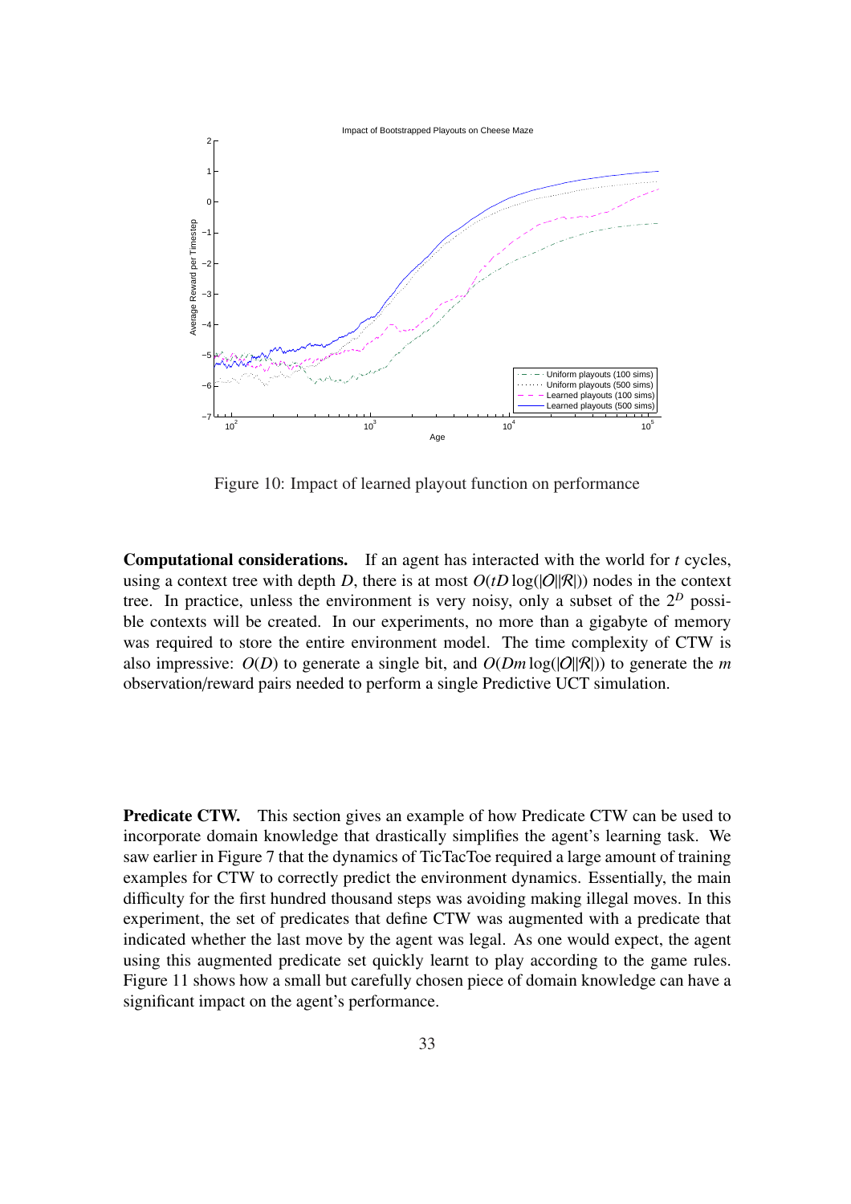Figure 10: Impact of learned playout function on performance

**Computational considerations.** If an agent has interacted with the world for $t$ cycles, using a context tree with depth $D$, there is at most $O(tD\log(|\mathcal{O}||\mathcal{R}|))$ nodes in the context tree. In practice, unless the environment is very noisy, only a subset of the $2^D$ possible contexts will be created. In our experiments, no more than a gigabyte of memory was required to store the entire environment model. The time complexity of CTW is also impressive: $O(D)$ to generate a single bit, and $O(Dm\log(|\mathcal{O}||\mathcal{R}|))$ to generate the $m$ observation/reward pairs needed to perform a single Predictive UCT simulation.

**Predicate CTW.** This section gives an example of how Predicate CTW can be used to incorporate domain knowledge that drastically simplifies the agent's learning task. We saw earlier in Figure 7 that the dynamics of TicTacToe required a large amount of training examples for CTW to correctly predict the environment dynamics. Essentially, the main difficulty for the first hundred thousand steps was avoiding making illegal moves. In this experiment, the set of predicates that define CTW was augmented with a predicate that indicated whether the last move by the agent was legal. As one would expect, the agent using this augmented predicate set quickly learnt to play according to the game rules. Figure 11 shows how a small but carefully chosen piece of domain knowledge can have a significant impact on the agent's performance.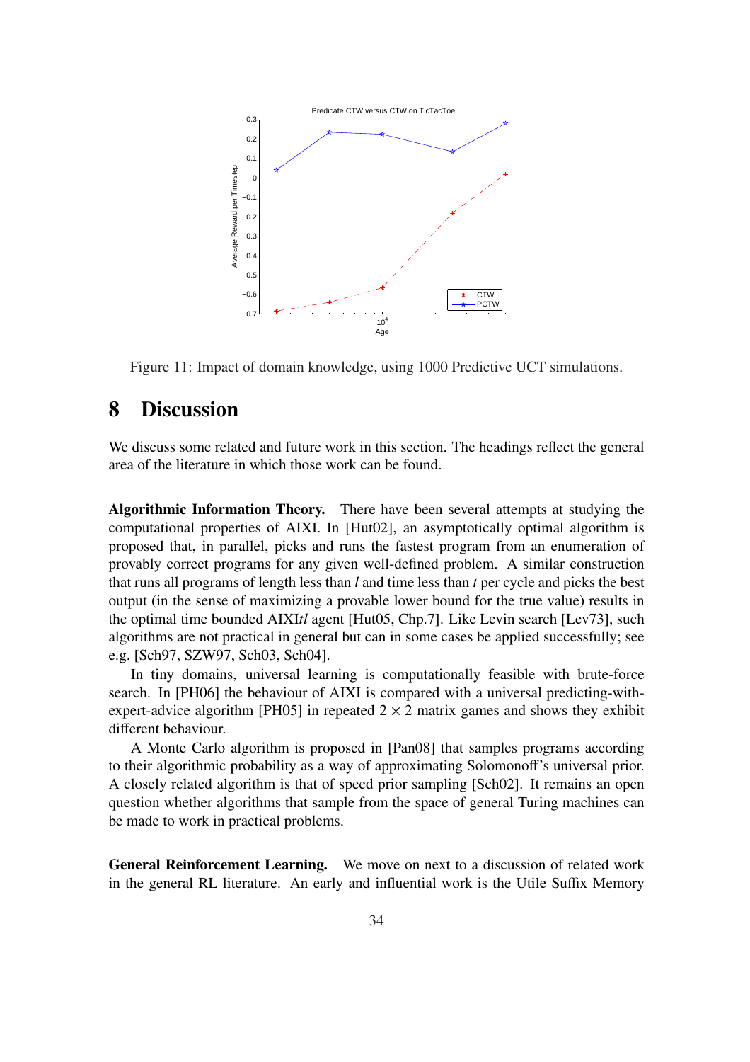Figure 11: Impact of domain knowledge, using 1000 Predictive UCT simulations.

# 8 Discussion

We discuss some related and future work in this section. The headings reflect the general area of the literature in which those work can be found.

**Algorithmic Information Theory.** There have been several attempts at studying the computational properties of AIXI. In [Hut02], an asymptotically optimal algorithm is proposed that, in parallel, picks and runs the fastest program from an enumeration of provably correct programs for any given well-defined problem. A similar construction that runs all programs of length less than $l$ and time less than $t$ per cycle and picks the best output (in the sense of maximizing a provable lower bound for the true value) results in the optimal time bounded AIXI$tl$ agent [Hut05, Chp.7]. Like Levin search [Lev73], such algorithms are not practical in general but can in some cases be applied successfully; see e.g. [Sch97, SZW97, Sch03, Sch04].

In tiny domains, universal learning is computationally feasible with brute-force search. In [PH06] the behaviour of AIXI is compared with a universal predicting-with-expert-advice algorithm [PH05] in repeated $2 \times 2$ matrix games and shows they exhibit different behaviour.

A Monte Carlo algorithm is proposed in [Pan08] that samples programs according to their algorithmic probability as a way of approximating Solomonoff's universal prior. A closely related algorithm is that of speed prior sampling [Sch02]. It remains an open question whether algorithms that sample from the space of general Turing machines can be made to work in practical problems.

**General Reinforcement Learning.** We move on next to a discussion of related work in the general RL literature. An early and influential work is the Utile Suffix Memory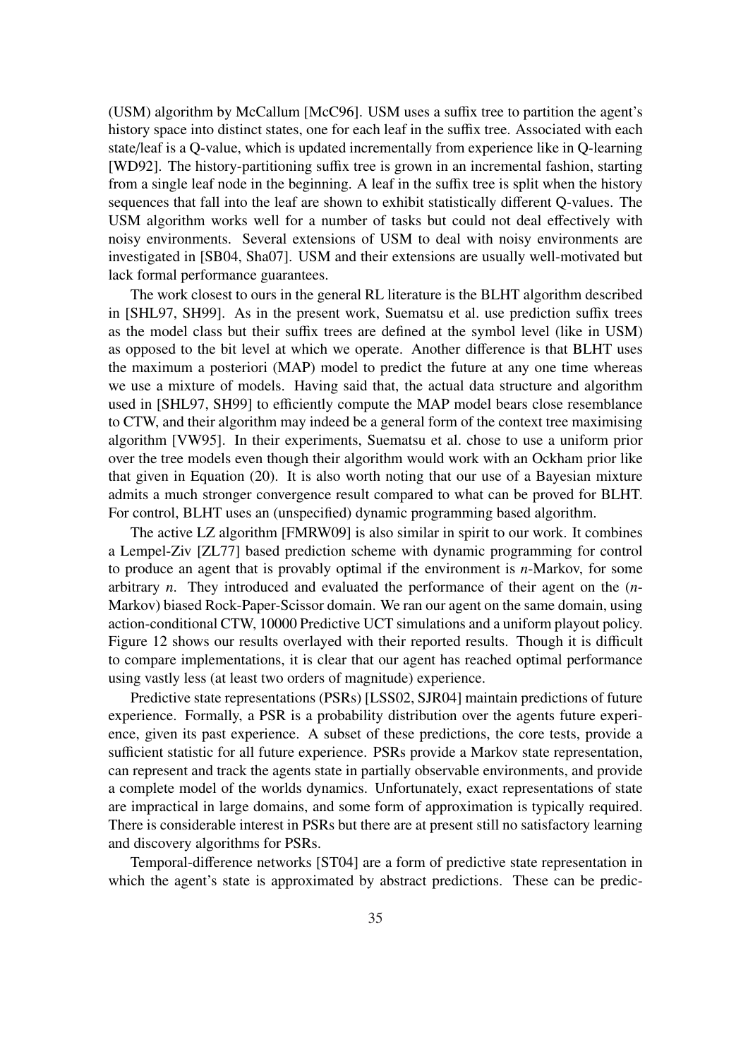(USM) algorithm by McCallum [McC96]. USM uses a suffix tree to partition the agent's history space into distinct states, one for each leaf in the suffix tree. Associated with each state/leaf is a Q-value, which is updated incrementally from experience like in Q-learning [WD92]. The history-partitioning suffix tree is grown in an incremental fashion, starting from a single leaf node in the beginning. A leaf in the suffix tree is split when the history sequences that fall into the leaf are shown to exhibit statistically different Q-values. The USM algorithm works well for a number of tasks but could not deal effectively with noisy environments. Several extensions of USM to deal with noisy environments are investigated in [SB04, Sha07]. USM and their extensions are usually well-motivated but lack formal performance guarantees.

The work closest to ours in the general RL literature is the BLHT algorithm described in [SHL97, SH99]. As in the present work, Suematsu et al. use prediction suffix trees as the model class but their suffix trees are defined at the symbol level (like in USM) as opposed to the bit level at which we operate. Another difference is that BLHT uses the maximum a posteriori (MAP) model to predict the future at any one time whereas we use a mixture of models. Having said that, the actual data structure and algorithm used in [SHL97, SH99] to efficiently compute the MAP model bears close resemblance to CTW, and their algorithm may indeed be a general form of the context tree maximising algorithm [VW95]. In their experiments, Suematsu et al. chose to use a uniform prior over the tree models even though their algorithm would work with an Ockham prior like that given in Equation (20). It is also worth noting that our use of a Bayesian mixture admits a much stronger convergence result compared to what can be proved for BLHT. For control, BLHT uses an (unspecified) dynamic programming based algorithm.

The active LZ algorithm [FMRW09] is also similar in spirit to our work. It combines a Lempel-Ziv [ZL77] based prediction scheme with dynamic programming for control to produce an agent that is provably optimal if the environment is $n$-Markov, for some arbitrary $n$. They introduced and evaluated the performance of their agent on the ($n$-Markov) biased Rock-Paper-Scissor domain. We ran our agent on the same domain, using action-conditional CTW, 10000 Predictive UCT simulations and a uniform playout policy. Figure 12 shows our results overlayed with their reported results. Though it is difficult to compare implementations, it is clear that our agent has reached optimal performance using vastly less (at least two orders of magnitude) experience.

Predictive state representations (PSRs) [LSS02, SJR04] maintain predictions of future experience. Formally, a PSR is a probability distribution over the agents future experience, given its past experience. A subset of these predictions, the core tests, provide a sufficient statistic for all future experience. PSRs provide a Markov state representation, can represent and track the agents state in partially observable environments, and provide a complete model of the worlds dynamics. Unfortunately, exact representations of state are impractical in large domains, and some form of approximation is typically required. There is considerable interest in PSRs but there are at present still no satisfactory learning and discovery algorithms for PSRs.

Temporal-difference networks [ST04] are a form of predictive state representation in which the agent's state is approximated by abstract predictions. These can be predic-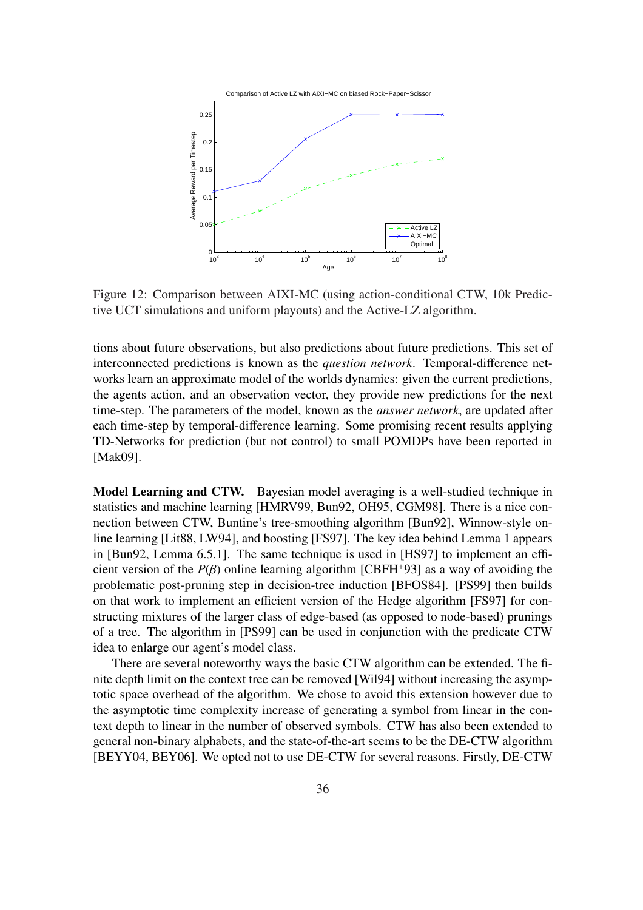Figure 12: Comparison between AIXI-MC (using action-conditional CTW, 10k Predictive UCT simulations and uniform playouts) and the Active-LZ algorithm.

tions about future observations, but also predictions about future predictions. This set of interconnected predictions is known as the *question network*. Temporal-difference networks learn an approximate model of the worlds dynamics: given the current predictions, the agents action, and an observation vector, they provide new predictions for the next time-step. The parameters of the model, known as the *answer network*, are updated after each time-step by temporal-difference learning. Some promising recent results applying TD-Networks for prediction (but not control) to small POMDPs have been reported in [Mak09].

**Model Learning and CTW.** Bayesian model averaging is a well-studied technique in statistics and machine learning [HMRV99, Bun92, OH95, CGM98]. There is a nice connection between CTW, Buntine's tree-smoothing algorithm [Bun92], Winnow-style online learning [Lit88, LW94], and boosting [FS97]. The key idea behind Lemma 1 appears in [Bun92, Lemma 6.5.1]. The same technique is used in [HS97] to implement an efficient version of the $P(\beta)$ online learning algorithm [CBFH+93] as a way of avoiding the problematic post-pruning step in decision-tree induction [BFOS84]. [PS99] then builds on that work to implement an efficient version of the Hedge algorithm [FS97] for constructing mixtures of the larger class of edge-based (as opposed to node-based) prunings of a tree. The algorithm in [PS99] can be used in conjunction with the predicate CTW idea to enlarge our agent's model class.

There are several noteworthy ways the basic CTW algorithm can be extended. The finite depth limit on the context tree can be removed [Wil94] without increasing the asymptotic space overhead of the algorithm. We chose to avoid this extension however due to the asymptotic time complexity increase of generating a symbol from linear in the context depth to linear in the number of observed symbols. CTW has also been extended to general non-binary alphabets, and the state-of-the-art seems to be the DE-CTW algorithm [BEYY04, BEY06]. We opted not to use DE-CTW for several reasons. Firstly, DE-CTW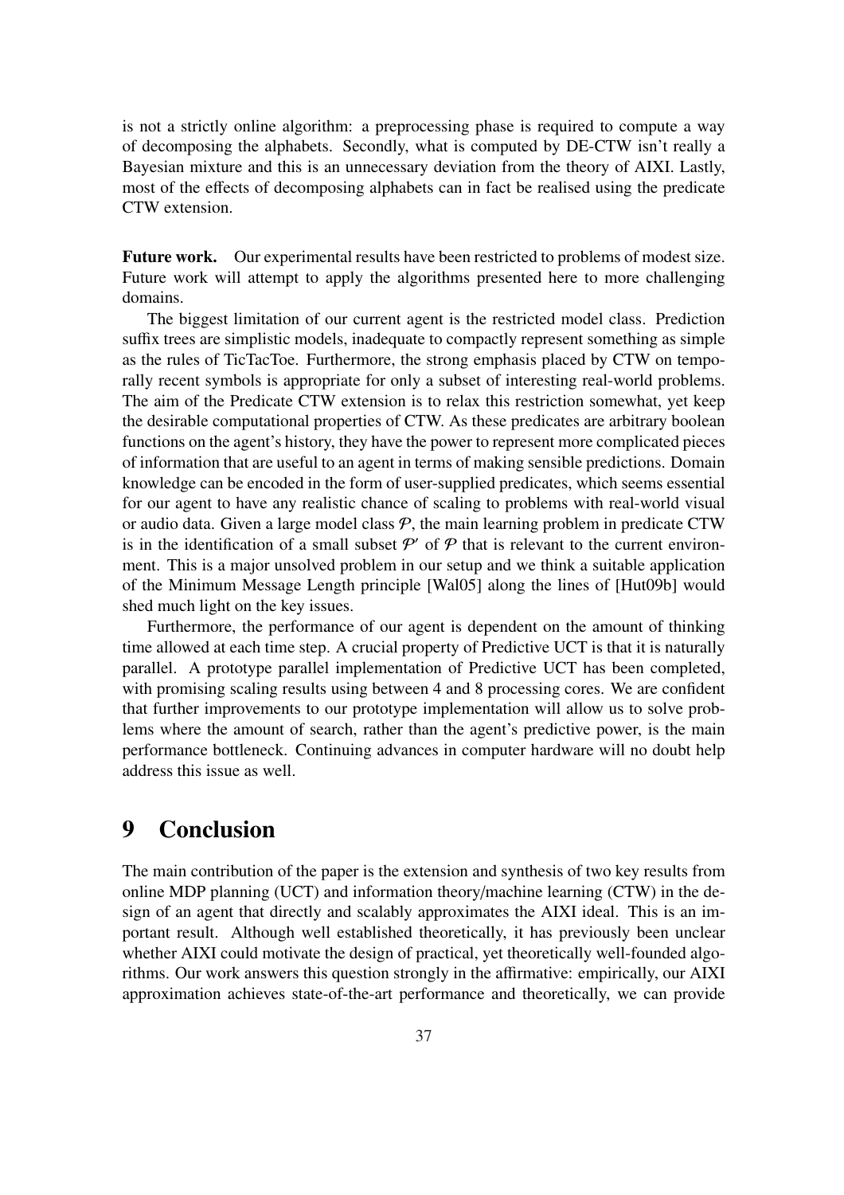is not a strictly online algorithm: a preprocessing phase is required to compute a way of decomposing the alphabets. Secondly, what is computed by DE-CTW isn't really a Bayesian mixture and this is an unnecessary deviation from the theory of AIXI. Lastly, most of the effects of decomposing alphabets can in fact be realised using the predicate CTW extension.

**Future work.** Our experimental results have been restricted to problems of modest size. Future work will attempt to apply the algorithms presented here to more challenging domains.

The biggest limitation of our current agent is the restricted model class. Prediction suffix trees are simplistic models, inadequate to compactly represent something as simple as the rules of TicTacToe. Furthermore, the strong emphasis placed by CTW on temporally recent symbols is appropriate for only a subset of interesting real-world problems. The aim of the Predicate CTW extension is to relax this restriction somewhat, yet keep the desirable computational properties of CTW. As these predicates are arbitrary boolean functions on the agent's history, they have the power to represent more complicated pieces of information that are useful to an agent in terms of making sensible predictions. Domain knowledge can be encoded in the form of user-supplied predicates, which seems essential for our agent to have any realistic chance of scaling to problems with real-world visual or audio data. Given a large model class $\mathcal{P}$, the main learning problem in predicate CTW is in the identification of a small subset $\mathcal{P}'$ of $\mathcal{P}$ that is relevant to the current environment. This is a major unsolved problem in our setup and we think a suitable application of the Minimum Message Length principle [Wal05] along the lines of [Hut09b] would shed much light on the key issues.

Furthermore, the performance of our agent is dependent on the amount of thinking time allowed at each time step. A crucial property of Predictive UCT is that it is naturally parallel. A prototype parallel implementation of Predictive UCT has been completed, with promising scaling results using between 4 and 8 processing cores. We are confident that further improvements to our prototype implementation will allow us to solve problems where the amount of search, rather than the agent's predictive power, is the main performance bottleneck. Continuing advances in computer hardware will no doubt help address this issue as well.

# 9 Conclusion

The main contribution of the paper is the extension and synthesis of two key results from online MDP planning (UCT) and information theory/machine learning (CTW) in the design of an agent that directly and scalably approximates the AIXI ideal. This is an important result. Although well established theoretically, it has previously been unclear whether AIXI could motivate the design of practical, yet theoretically well-founded algorithms. Our work answers this question strongly in the affirmative: empirically, our AIXI approximation achieves state-of-the-art performance and theoretically, we can provide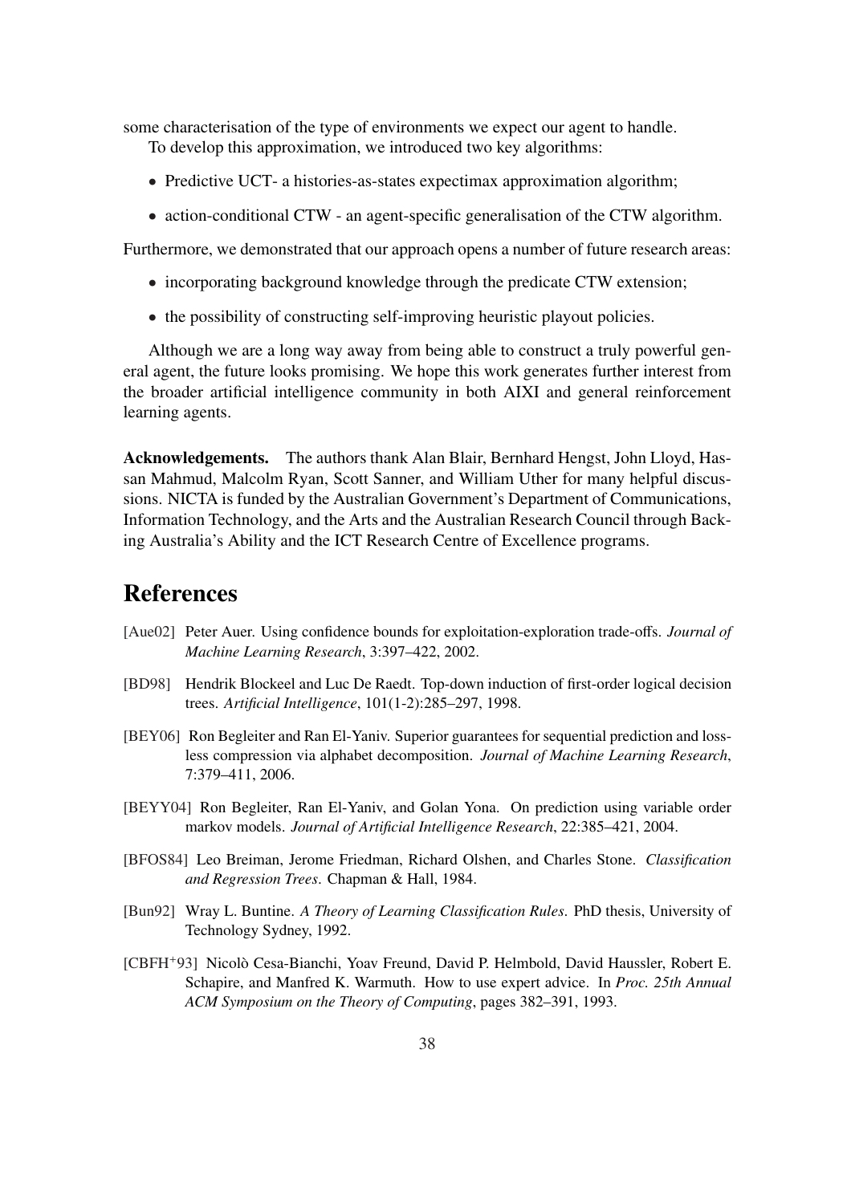some characterisation of the type of environments we expect our agent to handle.

To develop this approximation, we introduced two key algorithms:

- Predictive UCT- a histories-as-states expectimax approximation algorithm;
- action-conditional CTW - an agent-specific generalisation of the CTW algorithm.

Furthermore, we demonstrated that our approach opens a number of future research areas:

- incorporating background knowledge through the predicate CTW extension;
- the possibility of constructing self-improving heuristic playout policies.

Although we are a long way away from being able to construct a truly powerful general agent, the future looks promising. We hope this work generates further interest from the broader artificial intelligence community in both AIXI and general reinforcement learning agents.

**Acknowledgements.** The authors thank Alan Blair, Bernhard Hengst, John Lloyd, Hassan Mahmud, Malcolm Ryan, Scott Sanner, and William Uther for many helpful discussions. NICTA is funded by the Australian Government's Department of Communications, Information Technology, and the Arts and the Australian Research Council through Backing Australia's Ability and the ICT Research Centre of Excellence programs.

# References

[Aue02] Peter Auer. Using confidence bounds for exploitation-exploration trade-offs. *Journal of Machine Learning Research*, 3:397–422, 2002.

[BD98] Hendrik Blockeel and Luc De Raedt. Top-down induction of first-order logical decision trees. *Artificial Intelligence*, 101(1-2):285–297, 1998.

[BEY06] Ron Begleiter and Ran El-Yaniv. Superior guarantees for sequential prediction and lossless compression via alphabet decomposition. *Journal of Machine Learning Research*, 7:379–411, 2006.

[BEYY04] Ron Begleiter, Ran El-Yaniv, and Golan Yona. On prediction using variable order markov models. *Journal of Artificial Intelligence Research*, 22:385–421, 2004.

[BFOS84] Leo Breiman, Jerome Friedman, Richard Olshen, and Charles Stone. *Classification and Regression Trees.* Chapman & Hall, 1984.

[Bun92] Wray L. Buntine. *A Theory of Learning Classification Rules.* PhD thesis, University of Technology Sydney, 1992.

[CBFH+93] Nicolò Cesa-Bianchi, Yoav Freund, David P. Helmbold, David Haussler, Robert E. Schapire, and Manfred K. Warmuth. How to use expert advice. In *Proc. 25th Annual ACM Symposium on the Theory of Computing*, pages 382–391, 1993.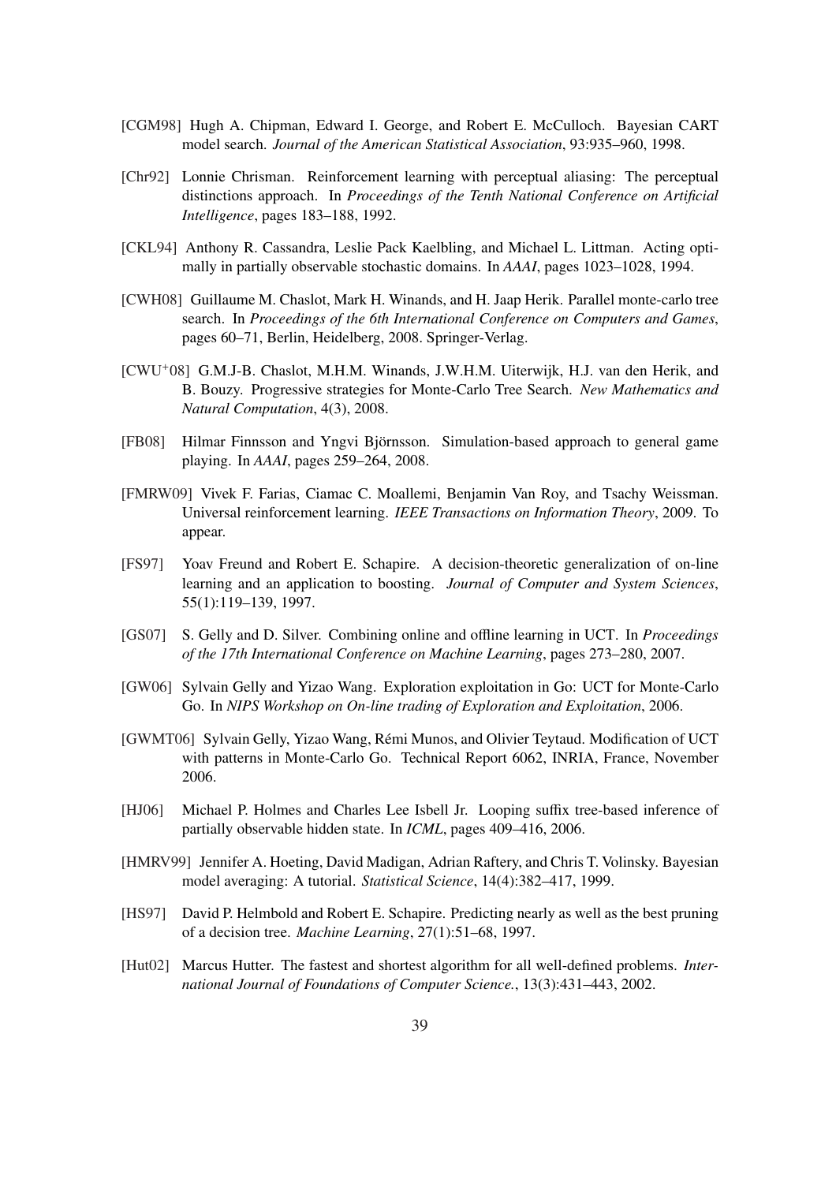[CGM98] Hugh A. Chipman, Edward I. George, and Robert E. McCulloch. Bayesian CART model search. *Journal of the American Statistical Association*, 93:935–960, 1998.

[Chr92] Lonnie Chrisman. Reinforcement learning with perceptual aliasing: The perceptual distinctions approach. In *Proceedings of the Tenth National Conference on Artificial Intelligence*, pages 183–188, 1992.

[CKL94] Anthony R. Cassandra, Leslie Pack Kaelbling, and Michael L. Littman. Acting optimally in partially observable stochastic domains. In *AAAI*, pages 1023–1028, 1994.

[CWH08] Guillaume M. Chaslot, Mark H. Winands, and H. Jaap Herik. Parallel monte-carlo tree search. In *Proceedings of the 6th International Conference on Computers and Games*, pages 60–71, Berlin, Heidelberg, 2008. Springer-Verlag.

[CWU+08] G.M.J-B. Chaslot, M.H.M. Winands, J.W.H.M. Uiterwijk, H.J. van den Herik, and B. Bouzy. Progressive strategies for Monte-Carlo Tree Search. *New Mathematics and Natural Computation*, 4(3), 2008.

[FB08] Hilmar Finnsson and Yngvi Björnsson. Simulation-based approach to general game playing. In *AAAI*, pages 259–264, 2008.

[FMRW09] Vivek F. Farias, Ciamac C. Moallemi, Benjamin Van Roy, and Tsachy Weissman. Universal reinforcement learning. *IEEE Transactions on Information Theory*, 2009. To appear.

[FS97] Yoav Freund and Robert E. Schapire. A decision-theoretic generalization of on-line learning and an application to boosting. *Journal of Computer and System Sciences*, 55(1):119–139, 1997.

[GS07] S. Gelly and D. Silver. Combining online and offline learning in UCT. In *Proceedings of the 17th International Conference on Machine Learning*, pages 273–280, 2007.

[GW06] Sylvain Gelly and Yizao Wang. Exploration exploitation in Go: UCT for Monte-Carlo Go. In *NIPS Workshop on On-line trading of Exploration and Exploitation*, 2006.

[GWMT06] Sylvain Gelly, Yizao Wang, Rémi Munos, and Olivier Teytaud. Modification of UCT with patterns in Monte-Carlo Go. Technical Report 6062, INRIA, France, November 2006.

[HJ06] Michael P. Holmes and Charles Lee Isbell Jr. Looping suffix tree-based inference of partially observable hidden state. In *ICML*, pages 409–416, 2006.

[HMRV99] Jennifer A. Hoeting, David Madigan, Adrian Raftery, and Chris T. Volinsky. Bayesian model averaging: A tutorial. *Statistical Science*, 14(4):382–417, 1999.

[HS97] David P. Helmbold and Robert E. Schapire. Predicting nearly as well as the best pruning of a decision tree. *Machine Learning*, 27(1):51–68, 1997.

[Hut02] Marcus Hutter. The fastest and shortest algorithm for all well-defined problems. *International Journal of Foundations of Computer Science.*, 13(3):431–443, 2002.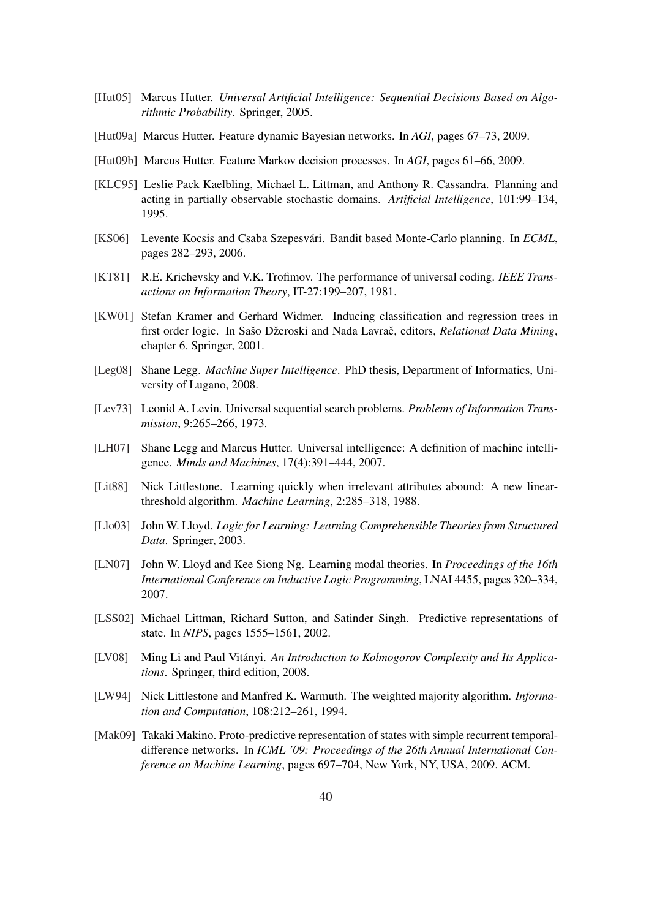[Hut05] Marcus Hutter. *Universal Artificial Intelligence: Sequential Decisions Based on Algorithmic Probability*. Springer, 2005.

[Hut09a] Marcus Hutter. Feature dynamic Bayesian networks. In *AGI*, pages 67–73, 2009.

[Hut09b] Marcus Hutter. Feature Markov decision processes. In *AGI*, pages 61–66, 2009.

[KLC95] Leslie Pack Kaelbling, Michael L. Littman, and Anthony R. Cassandra. Planning and acting in partially observable stochastic domains. *Artificial Intelligence*, 101:99–134, 1995.

[KS06] Levente Kocsis and Csaba Szepesvári. Bandit based Monte-Carlo planning. In *ECML*, pages 282–293, 2006.

[KT81] R.E. Krichevsky and V.K. Trofimov. The performance of universal coding. *IEEE Transactions on Information Theory*, IT-27:199–207, 1981.

[KW01] Stefan Kramer and Gerhard Widmer. Inducing classification and regression trees in first order logic. In Sašo Džeroski and Nada Lavrač, editors, *Relational Data Mining*, chapter 6. Springer, 2001.

[Leg08] Shane Legg. *Machine Super Intelligence*. PhD thesis, Department of Informatics, University of Lugano, 2008.

[Lev73] Leonid A. Levin. Universal sequential search problems. *Problems of Information Transmission*, 9:265–266, 1973.

[LH07] Shane Legg and Marcus Hutter. Universal intelligence: A definition of machine intelligence. *Minds and Machines*, 17(4):391–444, 2007.

[Lit88] Nick Littlestone. Learning quickly when irrelevant attributes abound: A new linear-threshold algorithm. *Machine Learning*, 2:285–318, 1988.

[Llo03] John W. Lloyd. *Logic for Learning: Learning Comprehensible Theories from Structured Data*. Springer, 2003.

[LN07] John W. Lloyd and Kee Siong Ng. Learning modal theories. In *Proceedings of the 16th International Conference on Inductive Logic Programming*, LNAI 4455, pages 320–334, 2007.

[LSS02] Michael Littman, Richard Sutton, and Satinder Singh. Predictive representations of state. In *NIPS*, pages 1555–1561, 2002.

[LV08] Ming Li and Paul Vitányi. *An Introduction to Kolmogorov Complexity and Its Applications*. Springer, third edition, 2008.

[LW94] Nick Littlestone and Manfred K. Warmuth. The weighted majority algorithm. *Information and Computation*, 108:212–261, 1994.

[Mak09] Takaki Makino. Proto-predictive representation of states with simple recurrent temporal-difference networks. In *ICML '09: Proceedings of the 26th Annual International Conference on Machine Learning*, pages 697–704, New York, NY, USA, 2009. ACM.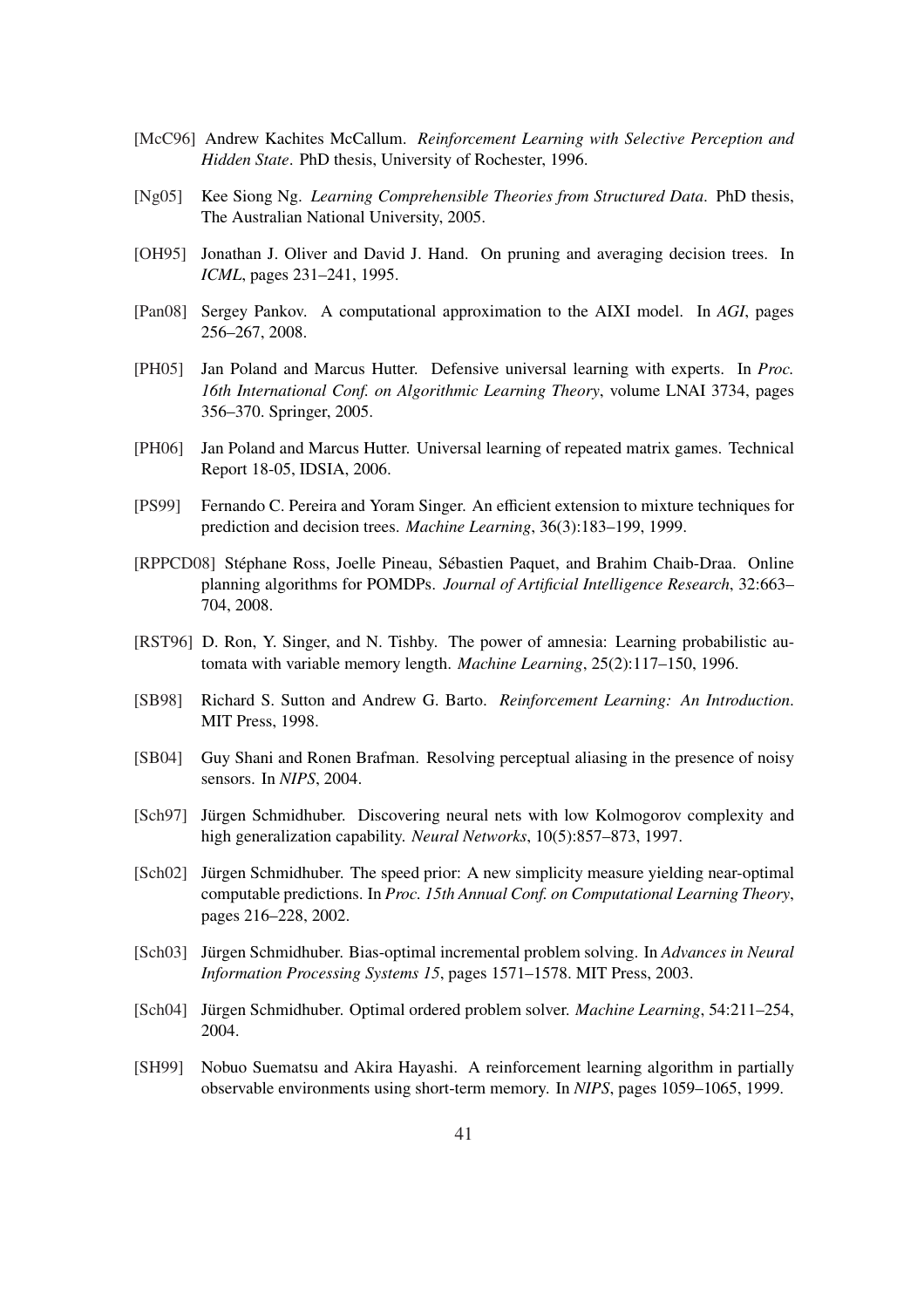[McC96] Andrew Kachites McCallum. *Reinforcement Learning with Selective Perception and Hidden State*. PhD thesis, University of Rochester, 1996.

[Ng05] Kee Siong Ng. *Learning Comprehensible Theories from Structured Data*. PhD thesis, The Australian National University, 2005.

[OH95] Jonathan J. Oliver and David J. Hand. On pruning and averaging decision trees. In *ICML*, pages 231–241, 1995.

[Pan08] Sergey Pankov. A computational approximation to the AIXI model. In *AGI*, pages 256–267, 2008.

[PH05] Jan Poland and Marcus Hutter. Defensive universal learning with experts. In *Proc. 16th International Conf. on Algorithmic Learning Theory*, volume LNAI 3734, pages 356–370. Springer, 2005.

[PH06] Jan Poland and Marcus Hutter. Universal learning of repeated matrix games. Technical Report 18-05, IDSIA, 2006.

[PS99] Fernando C. Pereira and Yoram Singer. An efficient extension to mixture techniques for prediction and decision trees. *Machine Learning*, 36(3):183–199, 1999.

[RPPCD08] Stéphane Ross, Joelle Pineau, Sébastien Paquet, and Brahim Chaib-Draa. Online planning algorithms for POMDPs. *Journal of Artificial Intelligence Research*, 32:663–704, 2008.

[RST96] D. Ron, Y. Singer, and N. Tishby. The power of amnesia: Learning probabilistic automata with variable memory length. *Machine Learning*, 25(2):117–150, 1996.

[SB98] Richard S. Sutton and Andrew G. Barto. *Reinforcement Learning: An Introduction*. MIT Press, 1998.

[SB04] Guy Shani and Ronen Brafman. Resolving perceptual aliasing in the presence of noisy sensors. In *NIPS*, 2004.

[Sch97] Jürgen Schmidhuber. Discovering neural nets with low Kolmogorov complexity and high generalization capability. *Neural Networks*, 10(5):857–873, 1997.

[Sch02] Jürgen Schmidhuber. The speed prior: A new simplicity measure yielding near-optimal computable predictions. In *Proc. 15th Annual Conf. on Computational Learning Theory*, pages 216–228, 2002.

[Sch03] Jürgen Schmidhuber. Bias-optimal incremental problem solving. In *Advances in Neural Information Processing Systems 15*, pages 1571–1578. MIT Press, 2003.

[Sch04] Jürgen Schmidhuber. Optimal ordered problem solver. *Machine Learning*, 54:211–254, 2004.

[SH99] Nobuo Suematsu and Akira Hayashi. A reinforcement learning algorithm in partially observable environments using short-term memory. In *NIPS*, pages 1059–1065, 1999.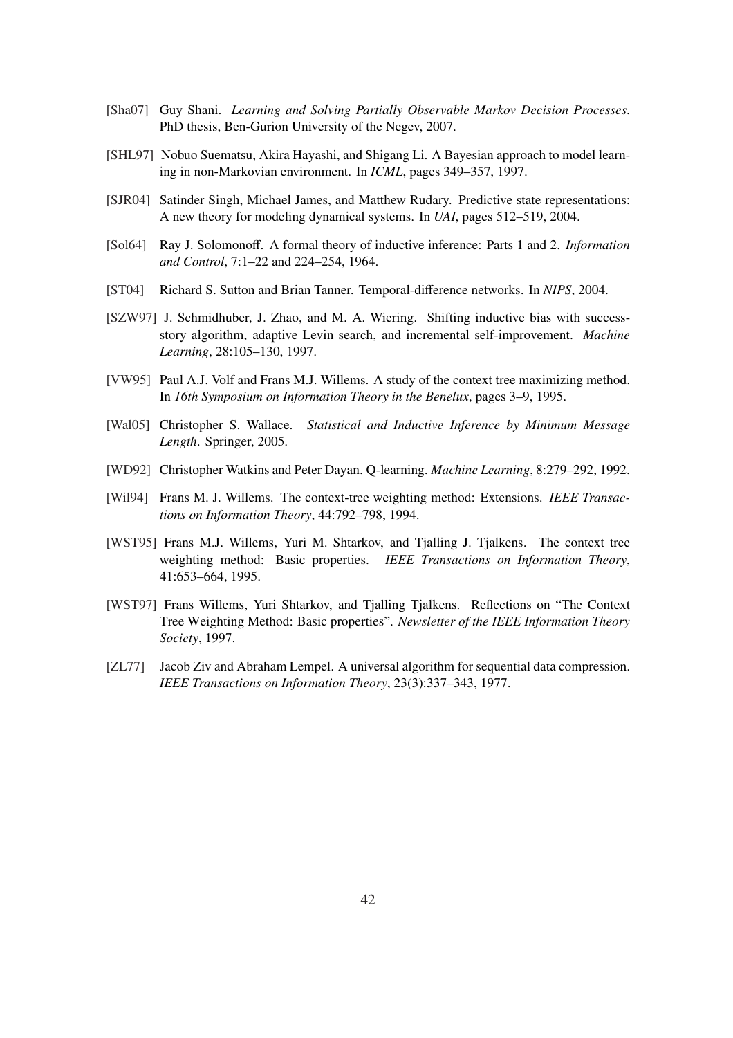[Sha07] Guy Shani. *Learning and Solving Partially Observable Markov Decision Processes*. PhD thesis, Ben-Gurion University of the Negev, 2007.

[SHL97] Nobuo Suematsu, Akira Hayashi, and Shigang Li. A Bayesian approach to model learning in non-Markovian environment. In *ICML*, pages 349–357, 1997.

[SJR04] Satinder Singh, Michael James, and Matthew Rudary. Predictive state representations: A new theory for modeling dynamical systems. In *UAI*, pages 512–519, 2004.

[Sol64] Ray J. Solomonoff. A formal theory of inductive inference: Parts 1 and 2. *Information and Control*, 7:1–22 and 224–254, 1964.

[ST04] Richard S. Sutton and Brian Tanner. Temporal-difference networks. In *NIPS*, 2004.

[SZW97] J. Schmidhuber, J. Zhao, and M. A. Wiering. Shifting inductive bias with success-story algorithm, adaptive Levin search, and incremental self-improvement. *Machine Learning*, 28:105–130, 1997.

[VW95] Paul A.J. Volf and Frans M.J. Willems. A study of the context tree maximizing method. In *16th Symposium on Information Theory in the Benelux*, pages 3–9, 1995.

[Wal05] Christopher S. Wallace. *Statistical and Inductive Inference by Minimum Message Length*. Springer, 2005.

[WD92] Christopher Watkins and Peter Dayan. Q-learning. *Machine Learning*, 8:279–292, 1992.

[Wil94] Frans M. J. Willems. The context-tree weighting method: Extensions. *IEEE Transactions on Information Theory*, 44:792–798, 1994.

[WST95] Frans M.J. Willems, Yuri M. Shtarkov, and Tjalling J. Tjalkens. The context tree weighting method: Basic properties. *IEEE Transactions on Information Theory*, 41:653–664, 1995.

[WST97] Frans Willems, Yuri Shtarkov, and Tjalling Tjalkens. Reflections on "The Context Tree Weighting Method: Basic properties". *Newsletter of the IEEE Information Theory Society*, 1997.

[ZL77] Jacob Ziv and Abraham Lempel. A universal algorithm for sequential data compression. *IEEE Transactions on Information Theory*, 23(3):337–343, 1977.